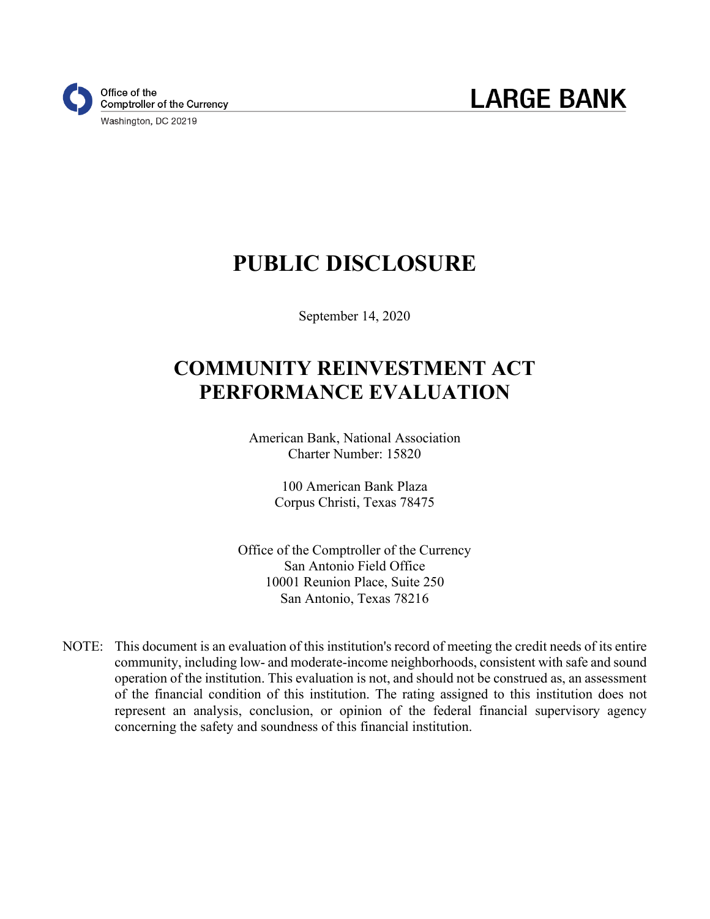Office of the
Comptroller of the Currency
Washington, DC 20219

**LARGE BANK**

# PUBLIC DISCLOSURE

September 14, 2020

# COMMUNITY REINVESTMENT ACT PERFORMANCE EVALUATION

American Bank, National Association
Charter Number: 15820

100 American Bank Plaza
Corpus Christi, Texas 78475

Office of the Comptroller of the Currency
San Antonio Field Office
10001 Reunion Place, Suite 250
San Antonio, Texas 78216

NOTE: This document is an evaluation of this institution's record of meeting the credit needs of its entire community, including low- and moderate-income neighborhoods, consistent with safe and sound operation of the institution. This evaluation is not, and should not be construed as, an assessment of the financial condition of this institution. The rating assigned to this institution does not represent an analysis, conclusion, or opinion of the federal financial supervisory agency concerning the safety and soundness of this financial institution.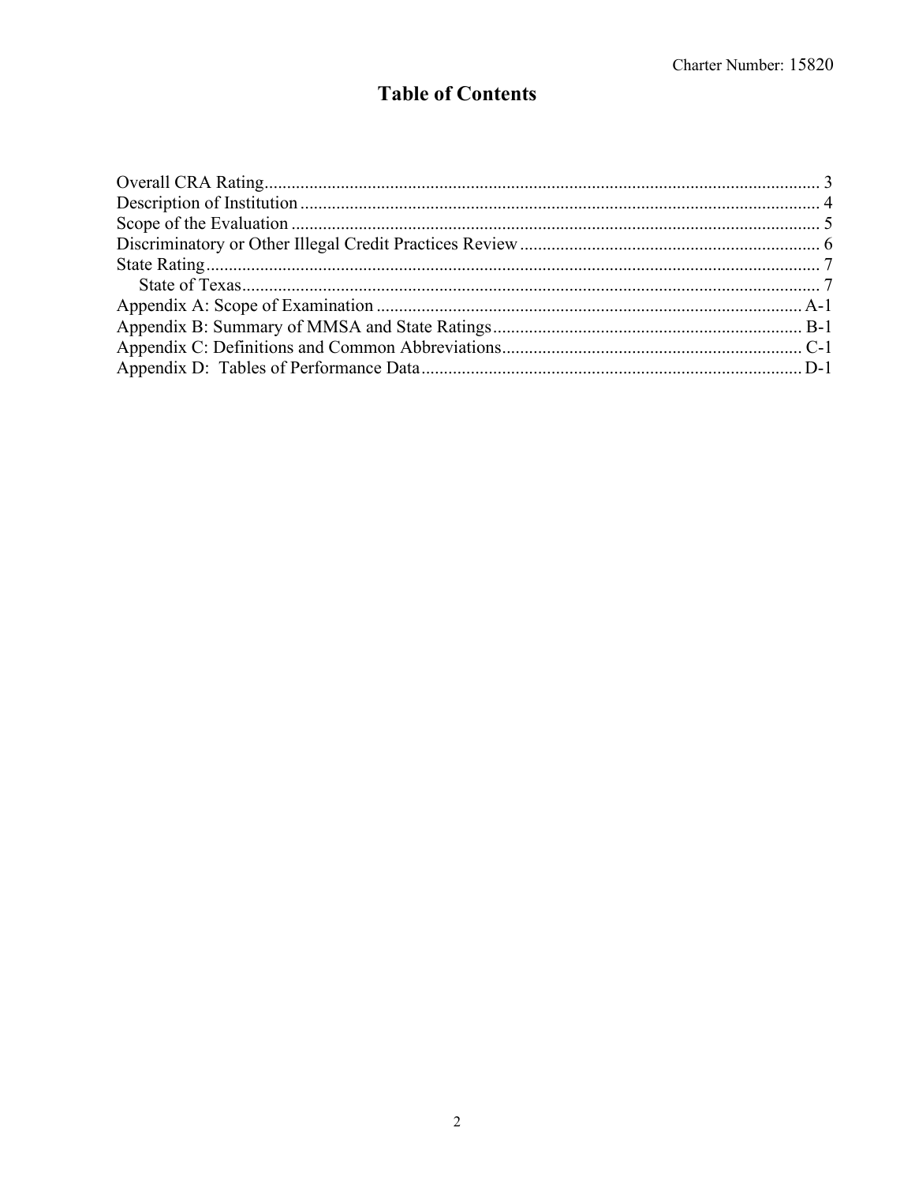# Table of Contents

Overall CRA Rating ........................................................................................................... 3
Description of Institution ................................................................................................... 4
Scope of the Evaluation ..................................................................................................... 5
Discriminatory or Other Illegal Credit Practices Review .................................................. 6
State Rating ........................................................................................................................ 7
    State of Texas ................................................................................................................ 7
Appendix A: Scope of Examination ............................................................................... A-1
Appendix B: Summary of MMSA and State Ratings ..................................................... B-1
Appendix C: Definitions and Common Abbreviations ................................................... C-1
Appendix D: Tables of Performance Data ..................................................................... D-1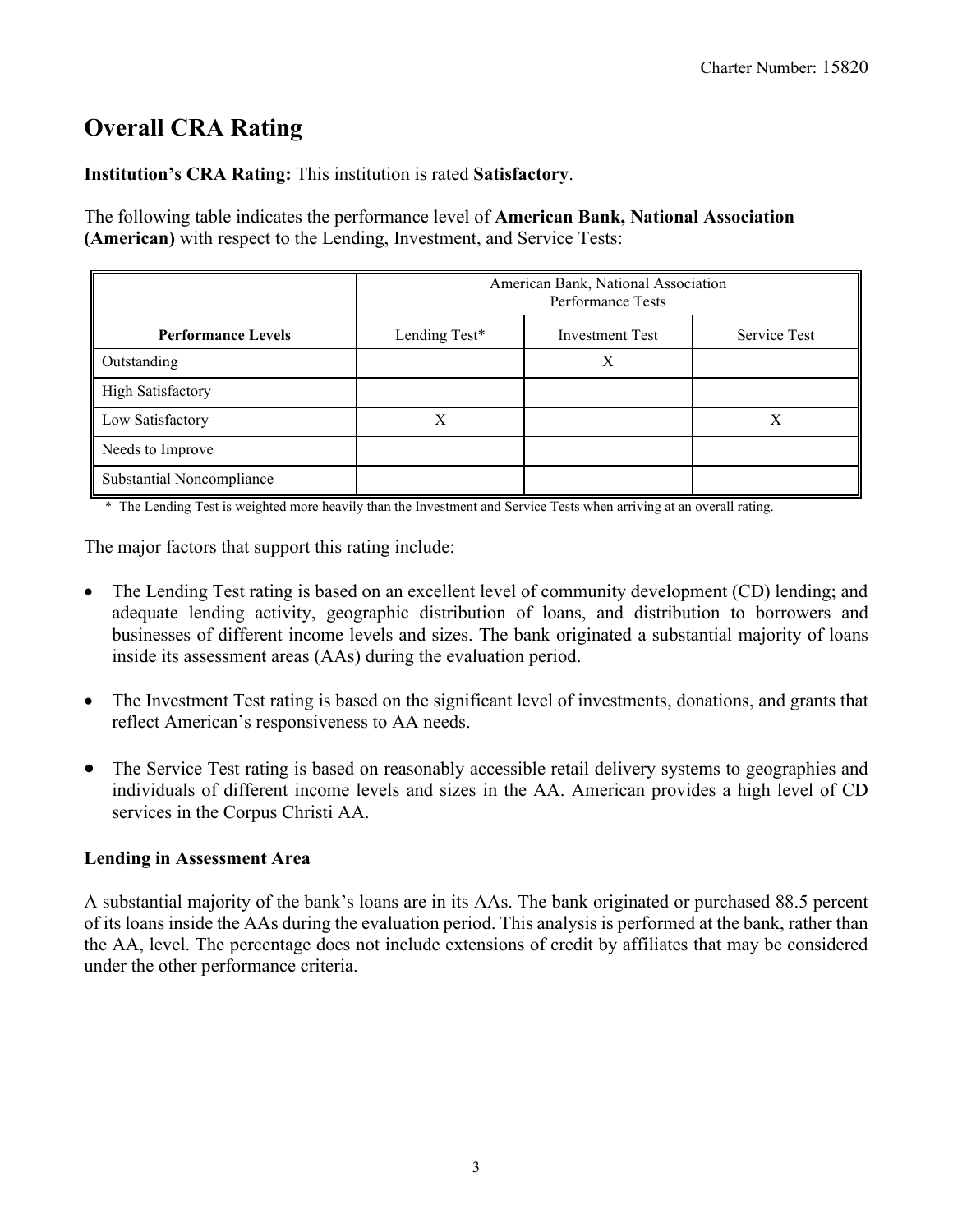# Overall CRA Rating

**Institution's CRA Rating:** This institution is rated **Satisfactory**.

The following table indicates the performance level of **American Bank, National Association (American)** with respect to the Lending, Investment, and Service Tests:

| | American Bank, National Association Performance Tests | | |
|---|---|---|---|
| **Performance Levels** | Lending Test* | Investment Test | Service Test |
| Outstanding | | X | |
| High Satisfactory | | | |
| Low Satisfactory | X | | X |
| Needs to Improve | | | |
| Substantial Noncompliance | | | |

\* The Lending Test is weighted more heavily than the Investment and Service Tests when arriving at an overall rating.

The major factors that support this rating include:

- The Lending Test rating is based on an excellent level of community development (CD) lending; and adequate lending activity, geographic distribution of loans, and distribution to borrowers and businesses of different income levels and sizes. The bank originated a substantial majority of loans inside its assessment areas (AAs) during the evaluation period.

- The Investment Test rating is based on the significant level of investments, donations, and grants that reflect American's responsiveness to AA needs.

- The Service Test rating is based on reasonably accessible retail delivery systems to geographies and individuals of different income levels and sizes in the AA. American provides a high level of CD services in the Corpus Christi AA.

**Lending in Assessment Area**

A substantial majority of the bank's loans are in its AAs. The bank originated or purchased 88.5 percent of its loans inside the AAs during the evaluation period. This analysis is performed at the bank, rather than the AA, level. The percentage does not include extensions of credit by affiliates that may be considered under the other performance criteria.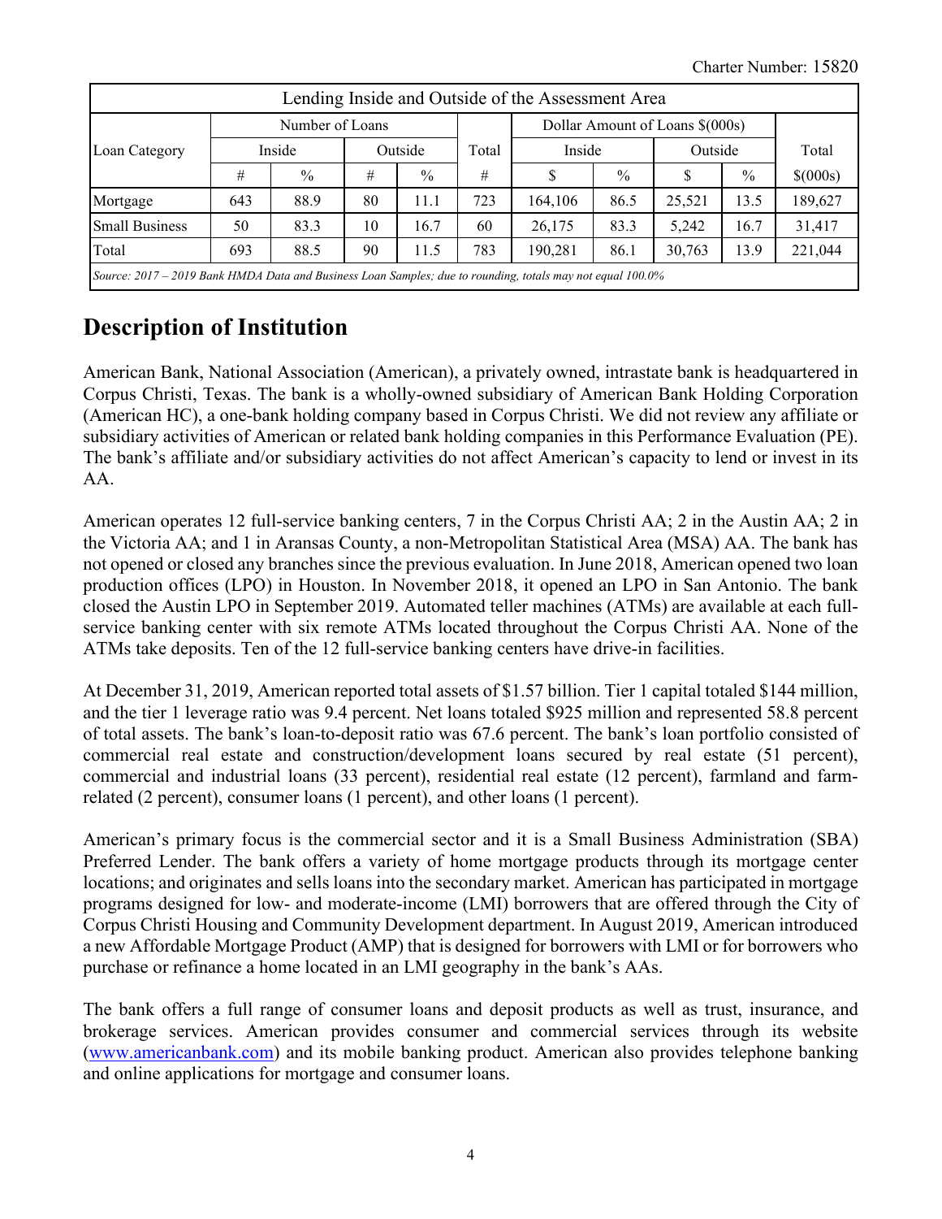| Lending Inside and Outside of the Assessment Area | | | | | | | | | | |
|---|---|---|---|---|---|---|---|---|---|---|
| Loan Category | Number of Loans | | | | Total | Dollar Amount of Loans $(000s) | | | | Total |
| | Inside | | Outside | | # | Inside | | Outside | | $(000s) |
| | # | % | # | % | | $ | % | $ | % | |
| Mortgage | 643 | 88.9 | 80 | 11.1 | 723 | 164,106 | 86.5 | 25,521 | 13.5 | 189,627 |
| Small Business | 50 | 83.3 | 10 | 16.7 | 60 | 26,175 | 83.3 | 5,242 | 16.7 | 31,417 |
| Total | 693 | 88.5 | 90 | 11.5 | 783 | 190,281 | 86.1 | 30,763 | 13.9 | 221,044 |

*Source: 2017 – 2019 Bank HMDA Data and Business Loan Samples; due to rounding, totals may not equal 100.0%*

# Description of Institution

American Bank, National Association (American), a privately owned, intrastate bank is headquartered in Corpus Christi, Texas. The bank is a wholly-owned subsidiary of American Bank Holding Corporation (American HC), a one-bank holding company based in Corpus Christi. We did not review any affiliate or subsidiary activities of American or related bank holding companies in this Performance Evaluation (PE). The bank's affiliate and/or subsidiary activities do not affect American's capacity to lend or invest in its AA.

American operates 12 full-service banking centers, 7 in the Corpus Christi AA; 2 in the Austin AA; 2 in the Victoria AA; and 1 in Aransas County, a non-Metropolitan Statistical Area (MSA) AA. The bank has not opened or closed any branches since the previous evaluation. In June 2018, American opened two loan production offices (LPO) in Houston. In November 2018, it opened an LPO in San Antonio. The bank closed the Austin LPO in September 2019. Automated teller machines (ATMs) are available at each full-service banking center with six remote ATMs located throughout the Corpus Christi AA. None of the ATMs take deposits. Ten of the 12 full-service banking centers have drive-in facilities.

At December 31, 2019, American reported total assets of $1.57 billion. Tier 1 capital totaled $144 million, and the tier 1 leverage ratio was 9.4 percent. Net loans totaled $925 million and represented 58.8 percent of total assets. The bank's loan-to-deposit ratio was 67.6 percent. The bank's loan portfolio consisted of commercial real estate and construction/development loans secured by real estate (51 percent), commercial and industrial loans (33 percent), residential real estate (12 percent), farmland and farm-related (2 percent), consumer loans (1 percent), and other loans (1 percent).

American's primary focus is the commercial sector and it is a Small Business Administration (SBA) Preferred Lender. The bank offers a variety of home mortgage products through its mortgage center locations; and originates and sells loans into the secondary market. American has participated in mortgage programs designed for low- and moderate-income (LMI) borrowers that are offered through the City of Corpus Christi Housing and Community Development department. In August 2019, American introduced a new Affordable Mortgage Product (AMP) that is designed for borrowers with LMI or for borrowers who purchase or refinance a home located in an LMI geography in the bank's AAs.

The bank offers a full range of consumer loans and deposit products as well as trust, insurance, and brokerage services. American provides consumer and commercial services through its website (www.americanbank.com) and its mobile banking product. American also provides telephone banking and online applications for mortgage and consumer loans.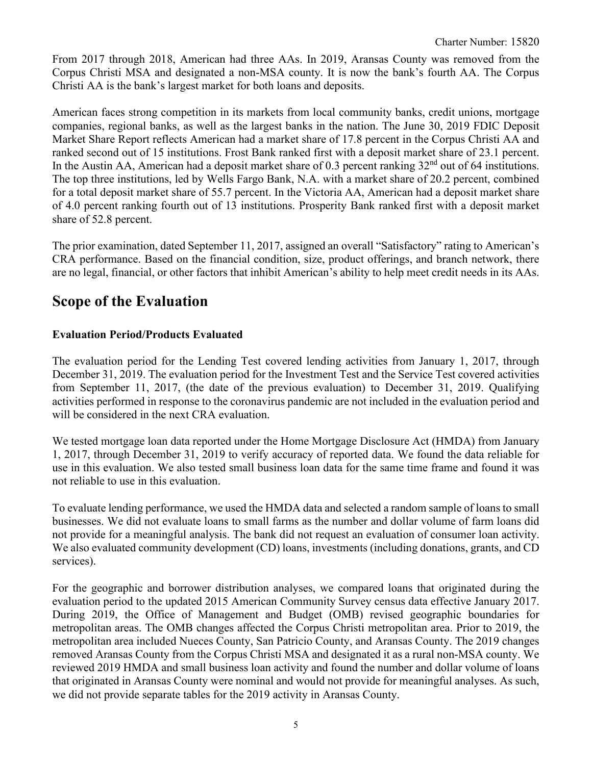From 2017 through 2018, American had three AAs. In 2019, Aransas County was removed from the Corpus Christi MSA and designated a non-MSA county. It is now the bank's fourth AA. The Corpus Christi AA is the bank's largest market for both loans and deposits.

American faces strong competition in its markets from local community banks, credit unions, mortgage companies, regional banks, as well as the largest banks in the nation. The June 30, 2019 FDIC Deposit Market Share Report reflects American had a market share of 17.8 percent in the Corpus Christi AA and ranked second out of 15 institutions. Frost Bank ranked first with a deposit market share of 23.1 percent. In the Austin AA, American had a deposit market share of 0.3 percent ranking 32nd out of 64 institutions. The top three institutions, led by Wells Fargo Bank, N.A. with a market share of 20.2 percent, combined for a total deposit market share of 55.7 percent. In the Victoria AA, American had a deposit market share of 4.0 percent ranking fourth out of 13 institutions. Prosperity Bank ranked first with a deposit market share of 52.8 percent.

The prior examination, dated September 11, 2017, assigned an overall "Satisfactory" rating to American's CRA performance. Based on the financial condition, size, product offerings, and branch network, there are no legal, financial, or other factors that inhibit American's ability to help meet credit needs in its AAs.

# Scope of the Evaluation

### Evaluation Period/Products Evaluated

The evaluation period for the Lending Test covered lending activities from January 1, 2017, through December 31, 2019. The evaluation period for the Investment Test and the Service Test covered activities from September 11, 2017, (the date of the previous evaluation) to December 31, 2019. Qualifying activities performed in response to the coronavirus pandemic are not included in the evaluation period and will be considered in the next CRA evaluation.

We tested mortgage loan data reported under the Home Mortgage Disclosure Act (HMDA) from January 1, 2017, through December 31, 2019 to verify accuracy of reported data. We found the data reliable for use in this evaluation. We also tested small business loan data for the same time frame and found it was not reliable to use in this evaluation.

To evaluate lending performance, we used the HMDA data and selected a random sample of loans to small businesses. We did not evaluate loans to small farms as the number and dollar volume of farm loans did not provide for a meaningful analysis. The bank did not request an evaluation of consumer loan activity. We also evaluated community development (CD) loans, investments (including donations, grants, and CD services).

For the geographic and borrower distribution analyses, we compared loans that originated during the evaluation period to the updated 2015 American Community Survey census data effective January 2017. During 2019, the Office of Management and Budget (OMB) revised geographic boundaries for metropolitan areas. The OMB changes affected the Corpus Christi metropolitan area. Prior to 2019, the metropolitan area included Nueces County, San Patricio County, and Aransas County. The 2019 changes removed Aransas County from the Corpus Christi MSA and designated it as a rural non-MSA county. We reviewed 2019 HMDA and small business loan activity and found the number and dollar volume of loans that originated in Aransas County were nominal and would not provide for meaningful analyses. As such, we did not provide separate tables for the 2019 activity in Aransas County.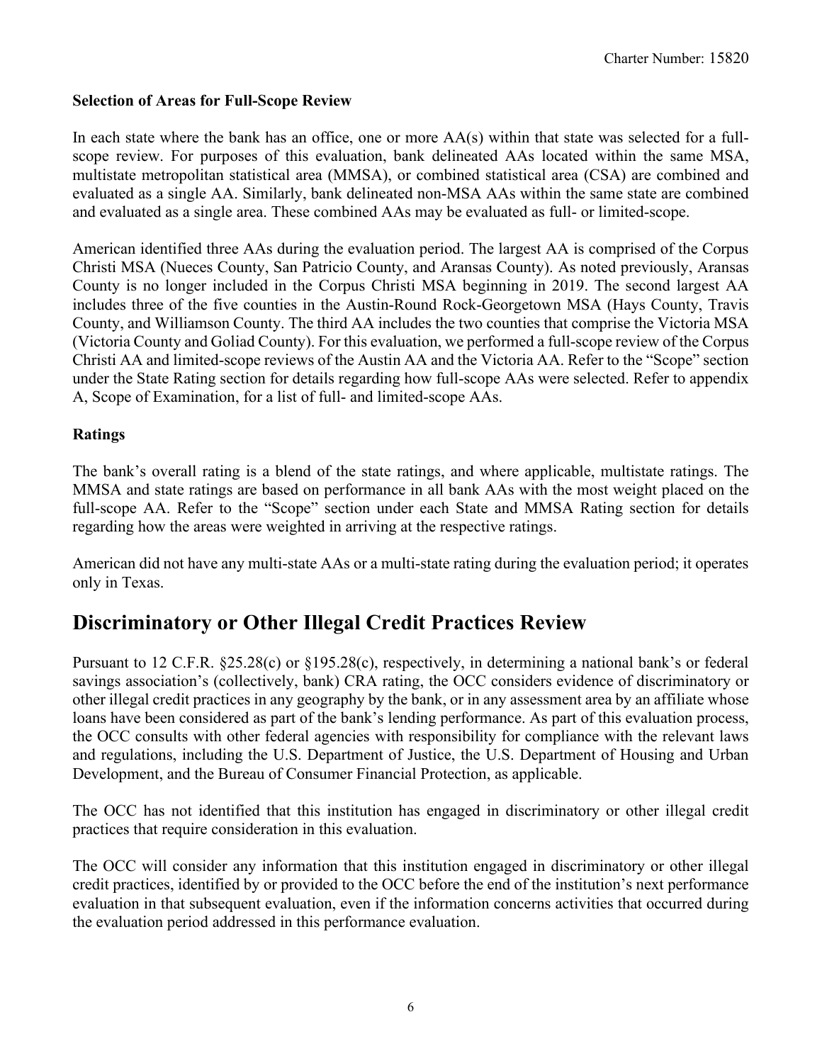**Selection of Areas for Full-Scope Review**

In each state where the bank has an office, one or more AA(s) within that state was selected for a full-scope review. For purposes of this evaluation, bank delineated AAs located within the same MSA, multistate metropolitan statistical area (MMSA), or combined statistical area (CSA) are combined and evaluated as a single AA. Similarly, bank delineated non-MSA AAs within the same state are combined and evaluated as a single area. These combined AAs may be evaluated as full- or limited-scope.

American identified three AAs during the evaluation period. The largest AA is comprised of the Corpus Christi MSA (Nueces County, San Patricio County, and Aransas County). As noted previously, Aransas County is no longer included in the Corpus Christi MSA beginning in 2019. The second largest AA includes three of the five counties in the Austin-Round Rock-Georgetown MSA (Hays County, Travis County, and Williamson County. The third AA includes the two counties that comprise the Victoria MSA (Victoria County and Goliad County). For this evaluation, we performed a full-scope review of the Corpus Christi AA and limited-scope reviews of the Austin AA and the Victoria AA. Refer to the "Scope" section under the State Rating section for details regarding how full-scope AAs were selected. Refer to appendix A, Scope of Examination, for a list of full- and limited-scope AAs.

**Ratings**

The bank's overall rating is a blend of the state ratings, and where applicable, multistate ratings. The MMSA and state ratings are based on performance in all bank AAs with the most weight placed on the full-scope AA. Refer to the "Scope" section under each State and MMSA Rating section for details regarding how the areas were weighted in arriving at the respective ratings.

American did not have any multi-state AAs or a multi-state rating during the evaluation period; it operates only in Texas.

# Discriminatory or Other Illegal Credit Practices Review

Pursuant to 12 C.F.R. §25.28(c) or §195.28(c), respectively, in determining a national bank's or federal savings association's (collectively, bank) CRA rating, the OCC considers evidence of discriminatory or other illegal credit practices in any geography by the bank, or in any assessment area by an affiliate whose loans have been considered as part of the bank's lending performance. As part of this evaluation process, the OCC consults with other federal agencies with responsibility for compliance with the relevant laws and regulations, including the U.S. Department of Justice, the U.S. Department of Housing and Urban Development, and the Bureau of Consumer Financial Protection, as applicable.

The OCC has not identified that this institution has engaged in discriminatory or other illegal credit practices that require consideration in this evaluation.

The OCC will consider any information that this institution engaged in discriminatory or other illegal credit practices, identified by or provided to the OCC before the end of the institution's next performance evaluation in that subsequent evaluation, even if the information concerns activities that occurred during the evaluation period addressed in this performance evaluation.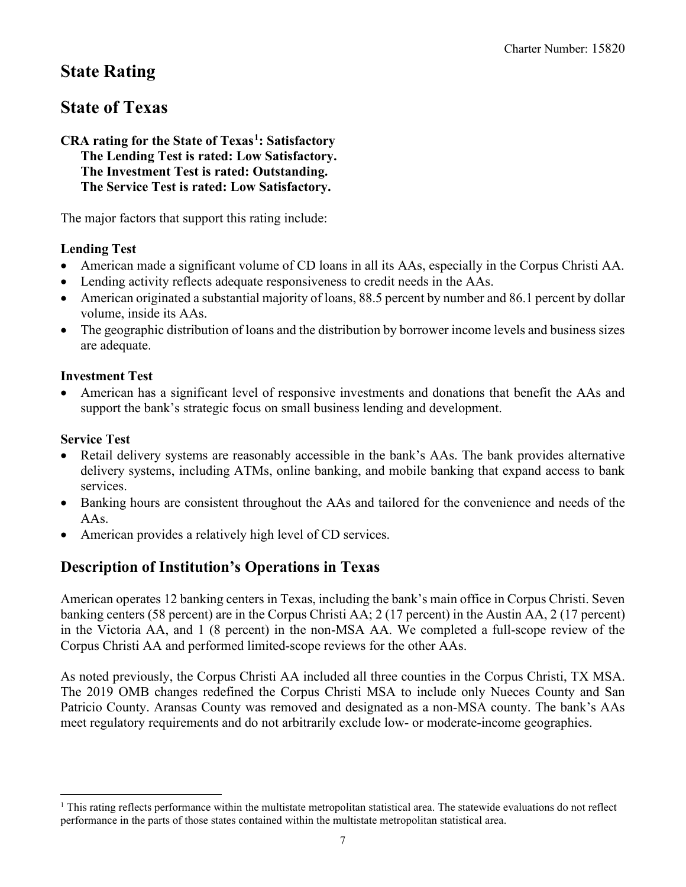# State Rating

# State of Texas

**CRA rating for the State of Texas[1]: Satisfactory**
**The Lending Test is rated: Low Satisfactory.**
**The Investment Test is rated: Outstanding.**
**The Service Test is rated: Low Satisfactory.**

The major factors that support this rating include:

**Lending Test**

- American made a significant volume of CD loans in all its AAs, especially in the Corpus Christi AA.
- Lending activity reflects adequate responsiveness to credit needs in the AAs.
- American originated a substantial majority of loans, 88.5 percent by number and 86.1 percent by dollar volume, inside its AAs.
- The geographic distribution of loans and the distribution by borrower income levels and business sizes are adequate.

**Investment Test**

- American has a significant level of responsive investments and donations that benefit the AAs and support the bank's strategic focus on small business lending and development.

**Service Test**

- Retail delivery systems are reasonably accessible in the bank's AAs. The bank provides alternative delivery systems, including ATMs, online banking, and mobile banking that expand access to bank services.
- Banking hours are consistent throughout the AAs and tailored for the convenience and needs of the AAs.
- American provides a relatively high level of CD services.

## Description of Institution's Operations in Texas

American operates 12 banking centers in Texas, including the bank's main office in Corpus Christi. Seven banking centers (58 percent) are in the Corpus Christi AA; 2 (17 percent) in the Austin AA, 2 (17 percent) in the Victoria AA, and 1 (8 percent) in the non-MSA AA. We completed a full-scope review of the Corpus Christi AA and performed limited-scope reviews for the other AAs.

As noted previously, the Corpus Christi AA included all three counties in the Corpus Christi, TX MSA. The 2019 OMB changes redefined the Corpus Christi MSA to include only Nueces County and San Patricio County. Aransas County was removed and designated as a non-MSA county. The bank's AAs meet regulatory requirements and do not arbitrarily exclude low- or moderate-income geographies.

[1] This rating reflects performance within the multistate metropolitan statistical area. The statewide evaluations do not reflect performance in the parts of those states contained within the multistate metropolitan statistical area.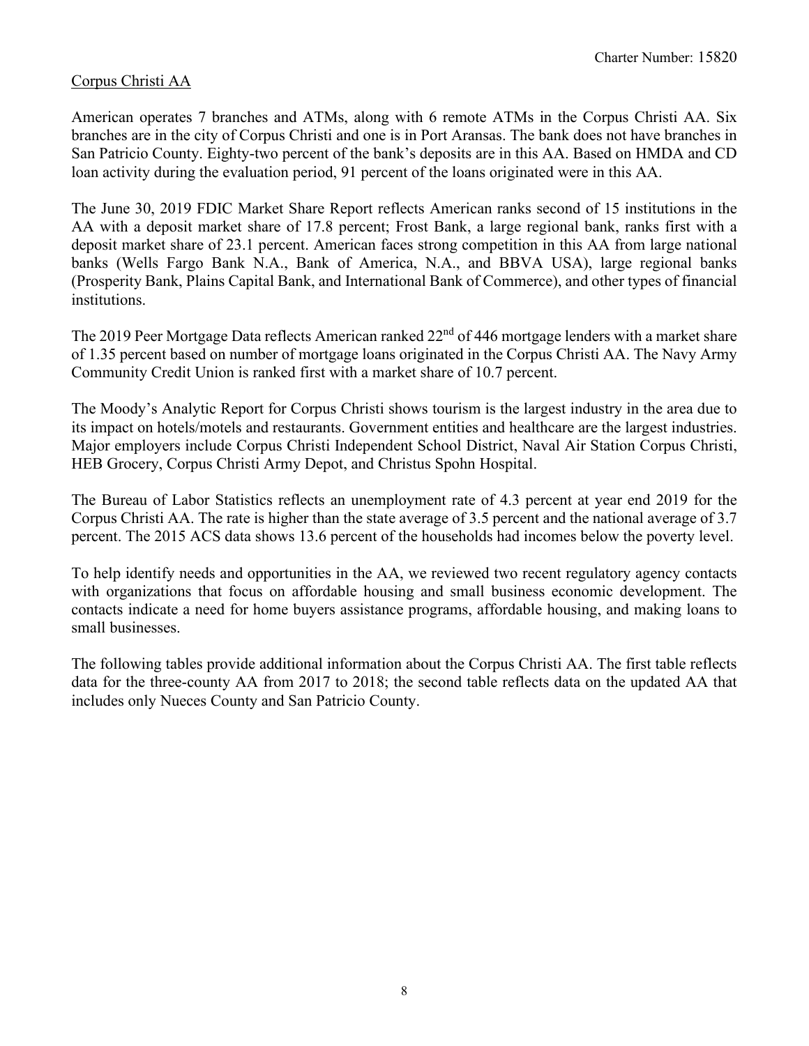Corpus Christi AA

American operates 7 branches and ATMs, along with 6 remote ATMs in the Corpus Christi AA. Six branches are in the city of Corpus Christi and one is in Port Aransas. The bank does not have branches in San Patricio County. Eighty-two percent of the bank's deposits are in this AA. Based on HMDA and CD loan activity during the evaluation period, 91 percent of the loans originated were in this AA.

The June 30, 2019 FDIC Market Share Report reflects American ranks second of 15 institutions in the AA with a deposit market share of 17.8 percent; Frost Bank, a large regional bank, ranks first with a deposit market share of 23.1 percent. American faces strong competition in this AA from large national banks (Wells Fargo Bank N.A., Bank of America, N.A., and BBVA USA), large regional banks (Prosperity Bank, Plains Capital Bank, and International Bank of Commerce), and other types of financial institutions.

The 2019 Peer Mortgage Data reflects American ranked 22nd of 446 mortgage lenders with a market share of 1.35 percent based on number of mortgage loans originated in the Corpus Christi AA. The Navy Army Community Credit Union is ranked first with a market share of 10.7 percent.

The Moody's Analytic Report for Corpus Christi shows tourism is the largest industry in the area due to its impact on hotels/motels and restaurants. Government entities and healthcare are the largest industries. Major employers include Corpus Christi Independent School District, Naval Air Station Corpus Christi, HEB Grocery, Corpus Christi Army Depot, and Christus Spohn Hospital.

The Bureau of Labor Statistics reflects an unemployment rate of 4.3 percent at year end 2019 for the Corpus Christi AA. The rate is higher than the state average of 3.5 percent and the national average of 3.7 percent. The 2015 ACS data shows 13.6 percent of the households had incomes below the poverty level.

To help identify needs and opportunities in the AA, we reviewed two recent regulatory agency contacts with organizations that focus on affordable housing and small business economic development. The contacts indicate a need for home buyers assistance programs, affordable housing, and making loans to small businesses.

The following tables provide additional information about the Corpus Christi AA. The first table reflects data for the three-county AA from 2017 to 2018; the second table reflects data on the updated AA that includes only Nueces County and San Patricio County.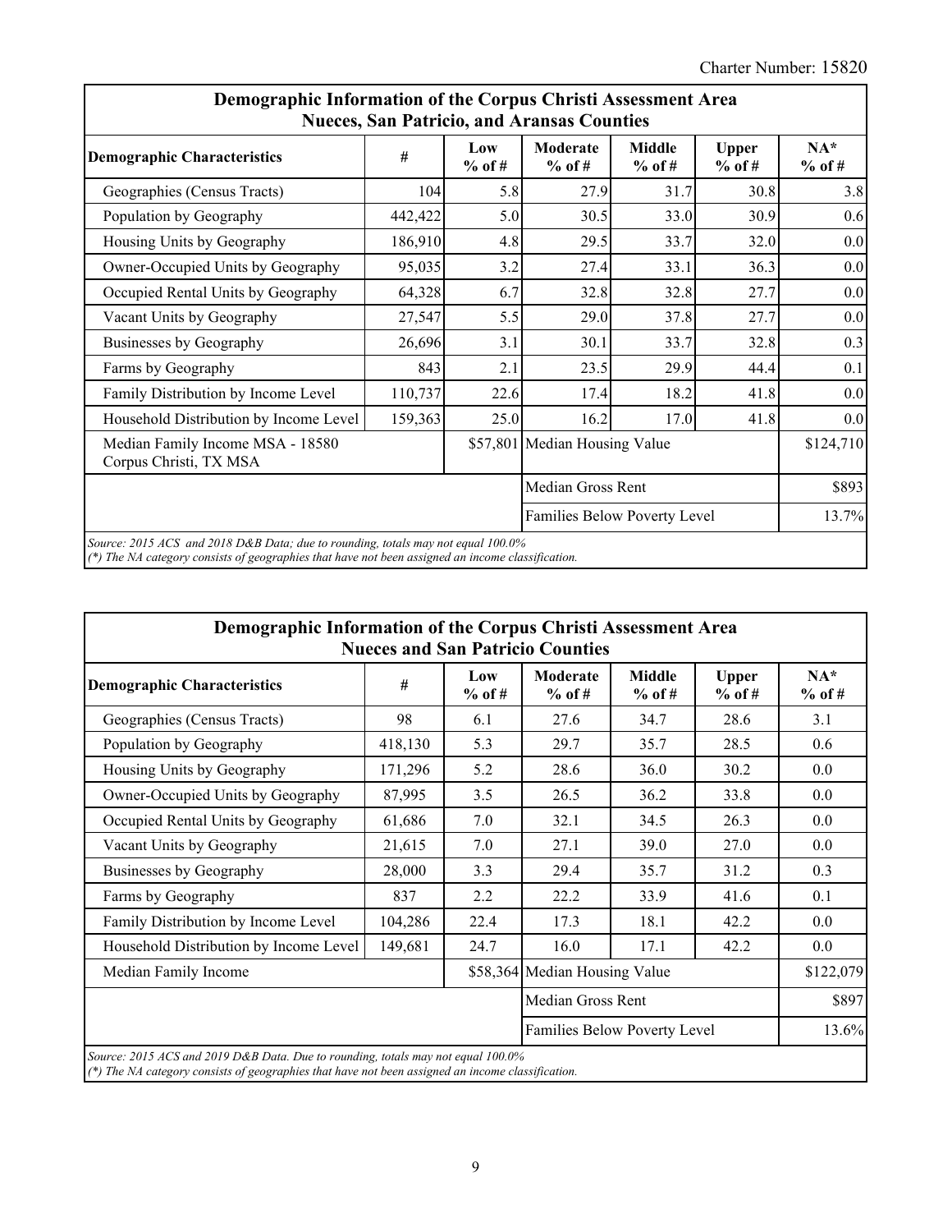| Demographic Information of the Corpus Christi Assessment Area<br>Nueces, San Patricio, and Aransas Counties | | | | | | |
|---|---|---|---|---|---|---|
| **Demographic Characteristics** | **#** | **Low % of #** | **Moderate % of #** | **Middle % of #** | **Upper % of #** | **NA* % of #** |
| Geographies (Census Tracts) | 104 | 5.8 | 27.9 | 31.7 | 30.8 | 3.8 |
| Population by Geography | 442,422 | 5.0 | 30.5 | 33.0 | 30.9 | 0.6 |
| Housing Units by Geography | 186,910 | 4.8 | 29.5 | 33.7 | 32.0 | 0.0 |
| Owner-Occupied Units by Geography | 95,035 | 3.2 | 27.4 | 33.1 | 36.3 | 0.0 |
| Occupied Rental Units by Geography | 64,328 | 6.7 | 32.8 | 32.8 | 27.7 | 0.0 |
| Vacant Units by Geography | 27,547 | 5.5 | 29.0 | 37.8 | 27.7 | 0.0 |
| Businesses by Geography | 26,696 | 3.1 | 30.1 | 33.7 | 32.8 | 0.3 |
| Farms by Geography | 843 | 2.1 | 23.5 | 29.9 | 44.4 | 0.1 |
| Family Distribution by Income Level | 110,737 | 22.6 | 17.4 | 18.2 | 41.8 | 0.0 |
| Household Distribution by Income Level | 159,363 | 25.0 | 16.2 | 17.0 | 41.8 | 0.0 |
| Median Family Income MSA - 18580 Corpus Christi, TX MSA | | $57,801 | Median Housing Value | | | $124,710 |
| | | | Median Gross Rent | | | $893 |
| | | | Families Below Poverty Level | | | 13.7% |

*Source: 2015 ACS and 2018 D&B Data; due to rounding, totals may not equal 100.0%*
*(\*) The NA category consists of geographies that have not been assigned an income classification.*

| Demographic Information of the Corpus Christi Assessment Area<br>Nueces and San Patricio Counties | | | | | | |
|---|---|---|---|---|---|---|
| **Demographic Characteristics** | **#** | **Low % of #** | **Moderate % of #** | **Middle % of #** | **Upper % of #** | **NA* % of #** |
| Geographies (Census Tracts) | 98 | 6.1 | 27.6 | 34.7 | 28.6 | 3.1 |
| Population by Geography | 418,130 | 5.3 | 29.7 | 35.7 | 28.5 | 0.6 |
| Housing Units by Geography | 171,296 | 5.2 | 28.6 | 36.0 | 30.2 | 0.0 |
| Owner-Occupied Units by Geography | 87,995 | 3.5 | 26.5 | 36.2 | 33.8 | 0.0 |
| Occupied Rental Units by Geography | 61,686 | 7.0 | 32.1 | 34.5 | 26.3 | 0.0 |
| Vacant Units by Geography | 21,615 | 7.0 | 27.1 | 39.0 | 27.0 | 0.0 |
| Businesses by Geography | 28,000 | 3.3 | 29.4 | 35.7 | 31.2 | 0.3 |
| Farms by Geography | 837 | 2.2 | 22.2 | 33.9 | 41.6 | 0.1 |
| Family Distribution by Income Level | 104,286 | 22.4 | 17.3 | 18.1 | 42.2 | 0.0 |
| Household Distribution by Income Level | 149,681 | 24.7 | 16.0 | 17.1 | 42.2 | 0.0 |
| Median Family Income | | $58,364 | Median Housing Value | | | $122,079 |
| | | | Median Gross Rent | | | $897 |
| | | | Families Below Poverty Level | | | 13.6% |

*Source: 2015 ACS and 2019 D&B Data. Due to rounding, totals may not equal 100.0%*
*(\*) The NA category consists of geographies that have not been assigned an income classification.*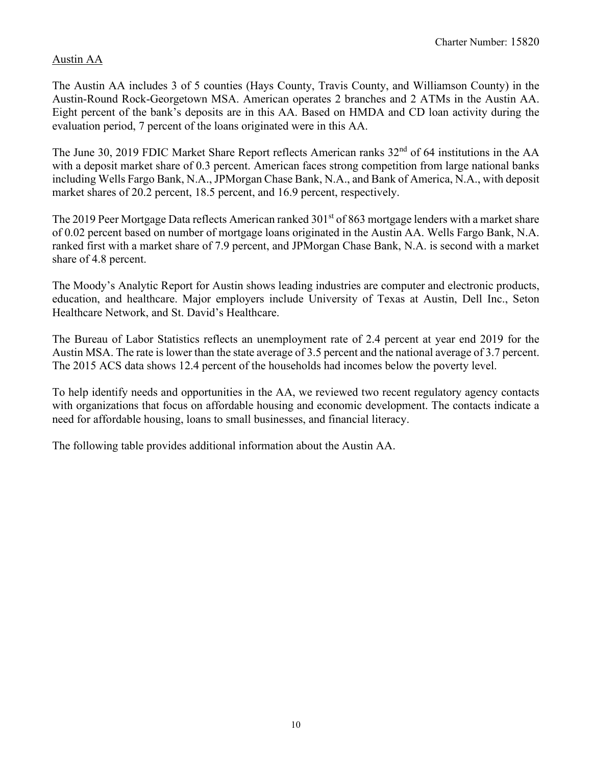Austin AA

The Austin AA includes 3 of 5 counties (Hays County, Travis County, and Williamson County) in the Austin-Round Rock-Georgetown MSA. American operates 2 branches and 2 ATMs in the Austin AA. Eight percent of the bank's deposits are in this AA. Based on HMDA and CD loan activity during the evaluation period, 7 percent of the loans originated were in this AA.

The June 30, 2019 FDIC Market Share Report reflects American ranks 32nd of 64 institutions in the AA with a deposit market share of 0.3 percent. American faces strong competition from large national banks including Wells Fargo Bank, N.A., JPMorgan Chase Bank, N.A., and Bank of America, N.A., with deposit market shares of 20.2 percent, 18.5 percent, and 16.9 percent, respectively.

The 2019 Peer Mortgage Data reflects American ranked 301st of 863 mortgage lenders with a market share of 0.02 percent based on number of mortgage loans originated in the Austin AA. Wells Fargo Bank, N.A. ranked first with a market share of 7.9 percent, and JPMorgan Chase Bank, N.A. is second with a market share of 4.8 percent.

The Moody's Analytic Report for Austin shows leading industries are computer and electronic products, education, and healthcare. Major employers include University of Texas at Austin, Dell Inc., Seton Healthcare Network, and St. David's Healthcare.

The Bureau of Labor Statistics reflects an unemployment rate of 2.4 percent at year end 2019 for the Austin MSA. The rate is lower than the state average of 3.5 percent and the national average of 3.7 percent. The 2015 ACS data shows 12.4 percent of the households had incomes below the poverty level.

To help identify needs and opportunities in the AA, we reviewed two recent regulatory agency contacts with organizations that focus on affordable housing and economic development. The contacts indicate a need for affordable housing, loans to small businesses, and financial literacy.

The following table provides additional information about the Austin AA.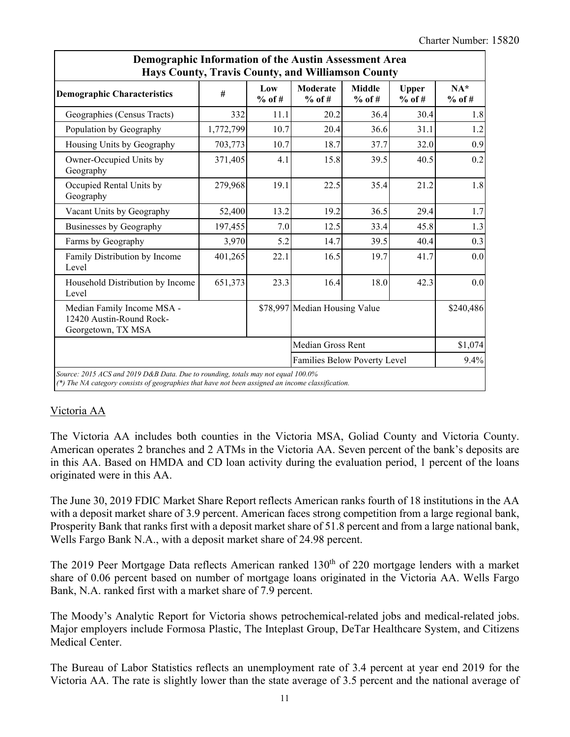| Demographic Information of the Austin Assessment Area<br>Hays County, Travis County, and Williamson County | | | | | | |
|---|---|---|---|---|---|---|
| **Demographic Characteristics** | **#** | **Low % of #** | **Moderate % of #** | **Middle % of #** | **Upper % of #** | **NA* % of #** |
| Geographies (Census Tracts) | 332 | 11.1 | 20.2 | 36.4 | 30.4 | 1.8 |
| Population by Geography | 1,772,799 | 10.7 | 20.4 | 36.6 | 31.1 | 1.2 |
| Housing Units by Geography | 703,773 | 10.7 | 18.7 | 37.7 | 32.0 | 0.9 |
| Owner-Occupied Units by Geography | 371,405 | 4.1 | 15.8 | 39.5 | 40.5 | 0.2 |
| Occupied Rental Units by Geography | 279,968 | 19.1 | 22.5 | 35.4 | 21.2 | 1.8 |
| Vacant Units by Geography | 52,400 | 13.2 | 19.2 | 36.5 | 29.4 | 1.7 |
| Businesses by Geography | 197,455 | 7.0 | 12.5 | 33.4 | 45.8 | 1.3 |
| Farms by Geography | 3,970 | 5.2 | 14.7 | 39.5 | 40.4 | 0.3 |
| Family Distribution by Income Level | 401,265 | 22.1 | 16.5 | 19.7 | 41.7 | 0.0 |
| Household Distribution by Income Level | 651,373 | 23.3 | 16.4 | 18.0 | 42.3 | 0.0 |
| Median Family Income MSA - 12420 Austin-Round Rock-Georgetown, TX MSA | | $78,997 | Median Housing Value | | | $240,486 |
| | | | Median Gross Rent | | | $1,074 |
| | | | Families Below Poverty Level | | | 9.4% |

*Source: 2015 ACS and 2019 D&B Data. Due to rounding, totals may not equal 100.0%*
*(*) The NA category consists of geographies that have not been assigned an income classification.*

Victoria AA

The Victoria AA includes both counties in the Victoria MSA, Goliad County and Victoria County. American operates 2 branches and 2 ATMs in the Victoria AA. Seven percent of the bank's deposits are in this AA. Based on HMDA and CD loan activity during the evaluation period, 1 percent of the loans originated were in this AA.

The June 30, 2019 FDIC Market Share Report reflects American ranks fourth of 18 institutions in the AA with a deposit market share of 3.9 percent. American faces strong competition from a large regional bank, Prosperity Bank that ranks first with a deposit market share of 51.8 percent and from a large national bank, Wells Fargo Bank N.A., with a deposit market share of 24.98 percent.

The 2019 Peer Mortgage Data reflects American ranked 130th of 220 mortgage lenders with a market share of 0.06 percent based on number of mortgage loans originated in the Victoria AA. Wells Fargo Bank, N.A. ranked first with a market share of 7.9 percent.

The Moody's Analytic Report for Victoria shows petrochemical-related jobs and medical-related jobs. Major employers include Formosa Plastic, The Inteplast Group, DeTar Healthcare System, and Citizens Medical Center.

The Bureau of Labor Statistics reflects an unemployment rate of 3.4 percent at year end 2019 for the Victoria AA. The rate is slightly lower than the state average of 3.5 percent and the national average of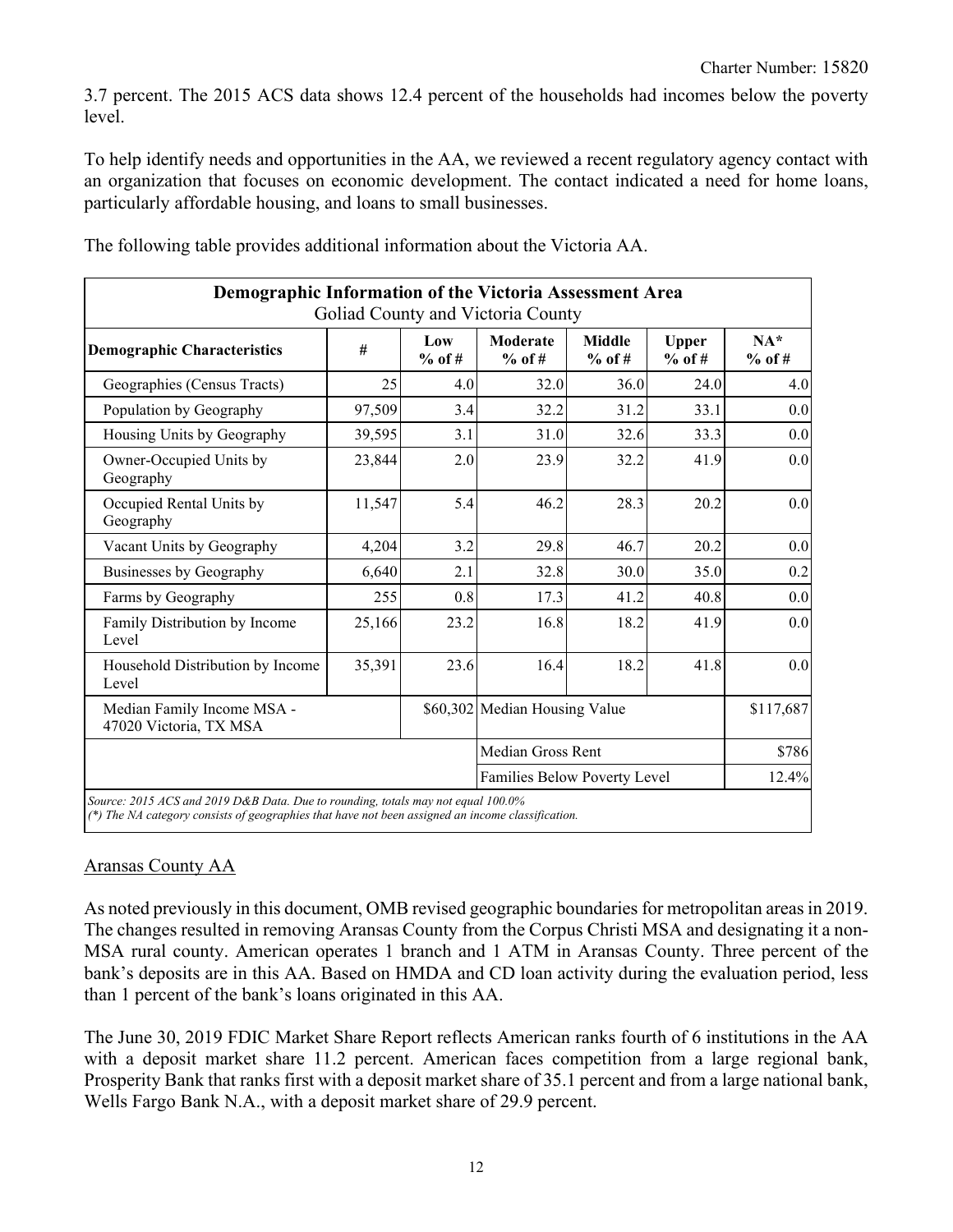3.7 percent. The 2015 ACS data shows 12.4 percent of the households had incomes below the poverty level.

To help identify needs and opportunities in the AA, we reviewed a recent regulatory agency contact with an organization that focuses on economic development. The contact indicated a need for home loans, particularly affordable housing, and loans to small businesses.

The following table provides additional information about the Victoria AA.

| **Demographic Information of the Victoria Assessment Area**<br>Goliad County and Victoria County | | | | | | |
|---|---|---|---|---|---|---|
| **Demographic Characteristics** | **#** | **Low % of #** | **Moderate % of #** | **Middle % of #** | **Upper % of #** | **NA* % of #** |
| Geographies (Census Tracts) | 25 | 4.0 | 32.0 | 36.0 | 24.0 | 4.0 |
| Population by Geography | 97,509 | 3.4 | 32.2 | 31.2 | 33.1 | 0.0 |
| Housing Units by Geography | 39,595 | 3.1 | 31.0 | 32.6 | 33.3 | 0.0 |
| Owner-Occupied Units by Geography | 23,844 | 2.0 | 23.9 | 32.2 | 41.9 | 0.0 |
| Occupied Rental Units by Geography | 11,547 | 5.4 | 46.2 | 28.3 | 20.2 | 0.0 |
| Vacant Units by Geography | 4,204 | 3.2 | 29.8 | 46.7 | 20.2 | 0.0 |
| Businesses by Geography | 6,640 | 2.1 | 32.8 | 30.0 | 35.0 | 0.2 |
| Farms by Geography | 255 | 0.8 | 17.3 | 41.2 | 40.8 | 0.0 |
| Family Distribution by Income Level | 25,166 | 23.2 | 16.8 | 18.2 | 41.9 | 0.0 |
| Household Distribution by Income Level | 35,391 | 23.6 | 16.4 | 18.2 | 41.8 | 0.0 |
| Median Family Income MSA - 47020 Victoria, TX MSA | | $60,302 | Median Housing Value | | | $117,687 |
| | | | Median Gross Rent | | | $786 |
| | | | Families Below Poverty Level | | | 12.4% |

*Source: 2015 ACS and 2019 D&B Data. Due to rounding, totals may not equal 100.0%*
*(*) The NA category consists of geographies that have not been assigned an income classification.*

<u>Aransas County AA</u>

As noted previously in this document, OMB revised geographic boundaries for metropolitan areas in 2019. The changes resulted in removing Aransas County from the Corpus Christi MSA and designating it a non-MSA rural county. American operates 1 branch and 1 ATM in Aransas County. Three percent of the bank's deposits are in this AA. Based on HMDA and CD loan activity during the evaluation period, less than 1 percent of the bank's loans originated in this AA.

The June 30, 2019 FDIC Market Share Report reflects American ranks fourth of 6 institutions in the AA with a deposit market share 11.2 percent. American faces competition from a large regional bank, Prosperity Bank that ranks first with a deposit market share of 35.1 percent and from a large national bank, Wells Fargo Bank N.A., with a deposit market share of 29.9 percent.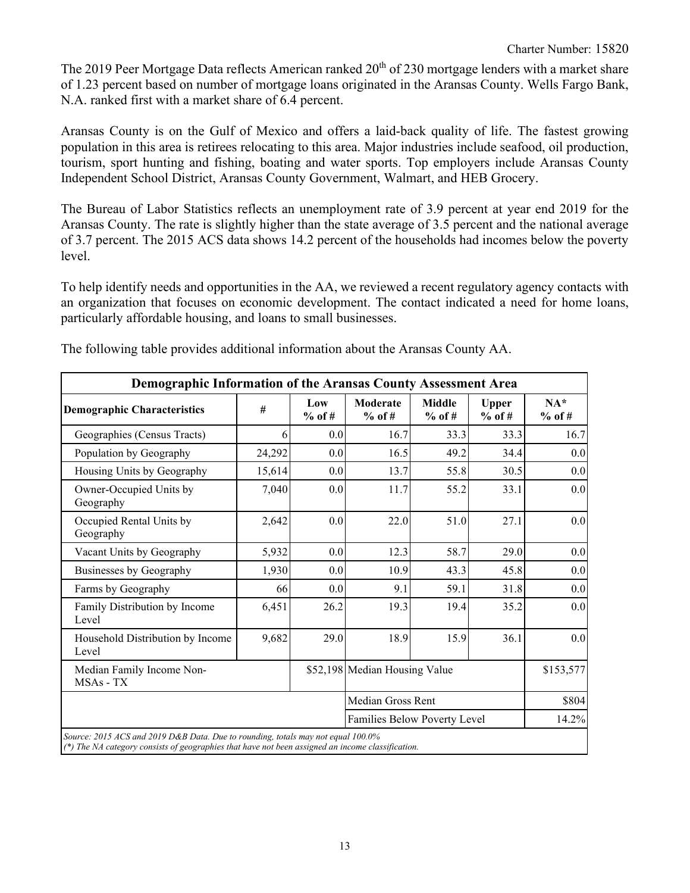The 2019 Peer Mortgage Data reflects American ranked 20th of 230 mortgage lenders with a market share of 1.23 percent based on number of mortgage loans originated in the Aransas County. Wells Fargo Bank, N.A. ranked first with a market share of 6.4 percent.

Aransas County is on the Gulf of Mexico and offers a laid-back quality of life. The fastest growing population in this area is retirees relocating to this area. Major industries include seafood, oil production, tourism, sport hunting and fishing, boating and water sports. Top employers include Aransas County Independent School District, Aransas County Government, Walmart, and HEB Grocery.

The Bureau of Labor Statistics reflects an unemployment rate of 3.9 percent at year end 2019 for the Aransas County. The rate is slightly higher than the state average of 3.5 percent and the national average of 3.7 percent. The 2015 ACS data shows 14.2 percent of the households had incomes below the poverty level.

To help identify needs and opportunities in the AA, we reviewed a recent regulatory agency contacts with an organization that focuses on economic development. The contact indicated a need for home loans, particularly affordable housing, and loans to small businesses.

The following table provides additional information about the Aransas County AA.

| Demographic Information of the Aransas County Assessment Area | | | | | | |
|---|---|---|---|---|---|---|
| **Demographic Characteristics** | **#** | **Low % of #** | **Moderate % of #** | **Middle % of #** | **Upper % of #** | **NA* % of #** |
| Geographies (Census Tracts) | 6 | 0.0 | 16.7 | 33.3 | 33.3 | 16.7 |
| Population by Geography | 24,292 | 0.0 | 16.5 | 49.2 | 34.4 | 0.0 |
| Housing Units by Geography | 15,614 | 0.0 | 13.7 | 55.8 | 30.5 | 0.0 |
| Owner-Occupied Units by Geography | 7,040 | 0.0 | 11.7 | 55.2 | 33.1 | 0.0 |
| Occupied Rental Units by Geography | 2,642 | 0.0 | 22.0 | 51.0 | 27.1 | 0.0 |
| Vacant Units by Geography | 5,932 | 0.0 | 12.3 | 58.7 | 29.0 | 0.0 |
| Businesses by Geography | 1,930 | 0.0 | 10.9 | 43.3 | 45.8 | 0.0 |
| Farms by Geography | 66 | 0.0 | 9.1 | 59.1 | 31.8 | 0.0 |
| Family Distribution by Income Level | 6,451 | 26.2 | 19.3 | 19.4 | 35.2 | 0.0 |
| Household Distribution by Income Level | 9,682 | 29.0 | 18.9 | 15.9 | 36.1 | 0.0 |
| Median Family Income Non-MSAs - TX | | $52,198 | Median Housing Value | | | $153,577 |
| | | | Median Gross Rent | | | $804 |
| | | | Families Below Poverty Level | | | 14.2% |

*Source: 2015 ACS and 2019 D&B Data. Due to rounding, totals may not equal 100.0%*
*(*) The NA category consists of geographies that have not been assigned an income classification.*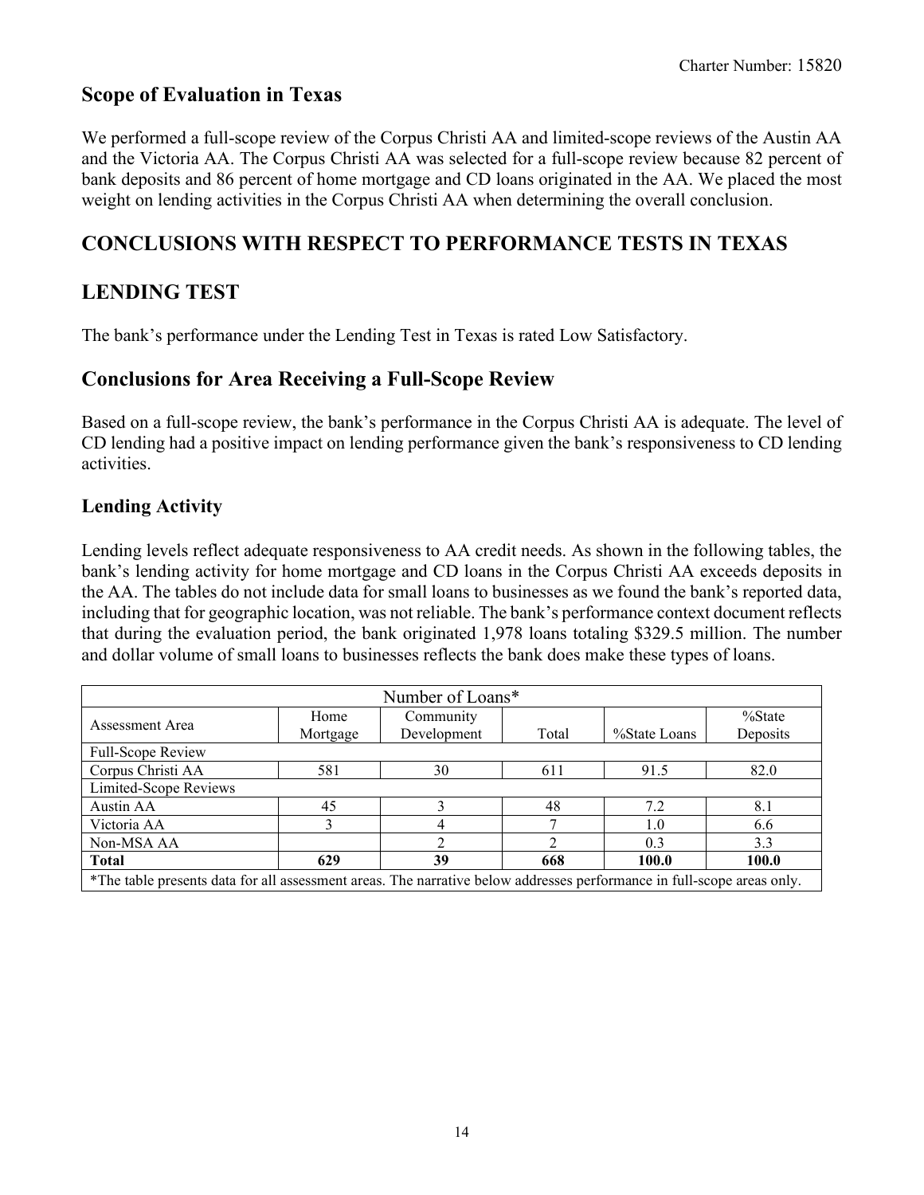## Scope of Evaluation in Texas

We performed a full-scope review of the Corpus Christi AA and limited-scope reviews of the Austin AA and the Victoria AA. The Corpus Christi AA was selected for a full-scope review because 82 percent of bank deposits and 86 percent of home mortgage and CD loans originated in the AA. We placed the most weight on lending activities in the Corpus Christi AA when determining the overall conclusion.

# CONCLUSIONS WITH RESPECT TO PERFORMANCE TESTS IN TEXAS

# LENDING TEST

The bank's performance under the Lending Test in Texas is rated Low Satisfactory.

## Conclusions for Area Receiving a Full-Scope Review

Based on a full-scope review, the bank's performance in the Corpus Christi AA is adequate. The level of CD lending had a positive impact on lending performance given the bank's responsiveness to CD lending activities.

### Lending Activity

Lending levels reflect adequate responsiveness to AA credit needs. As shown in the following tables, the bank's lending activity for home mortgage and CD loans in the Corpus Christi AA exceeds deposits in the AA. The tables do not include data for small loans to businesses as we found the bank's reported data, including that for geographic location, was not reliable. The bank's performance context document reflects that during the evaluation period, the bank originated 1,978 loans totaling $329.5 million. The number and dollar volume of small loans to businesses reflects the bank does make these types of loans.

| Number of Loans* | | | | | |
|---|---|---|---|---|---|
| Assessment Area | Home Mortgage | Community Development | Total | %State Loans | %State Deposits |
| Full-Scope Review | | | | | |
| Corpus Christi AA | 581 | 30 | 611 | 91.5 | 82.0 |
| Limited-Scope Reviews | | | | | |
| Austin AA | 45 | 3 | 48 | 7.2 | 8.1 |
| Victoria AA | 3 | 4 | 7 | 1.0 | 6.6 |
| Non-MSA AA | | 2 | 2 | 0.3 | 3.3 |
| **Total** | **629** | **39** | **668** | **100.0** | **100.0** |

*The table presents data for all assessment areas. The narrative below addresses performance in full-scope areas only.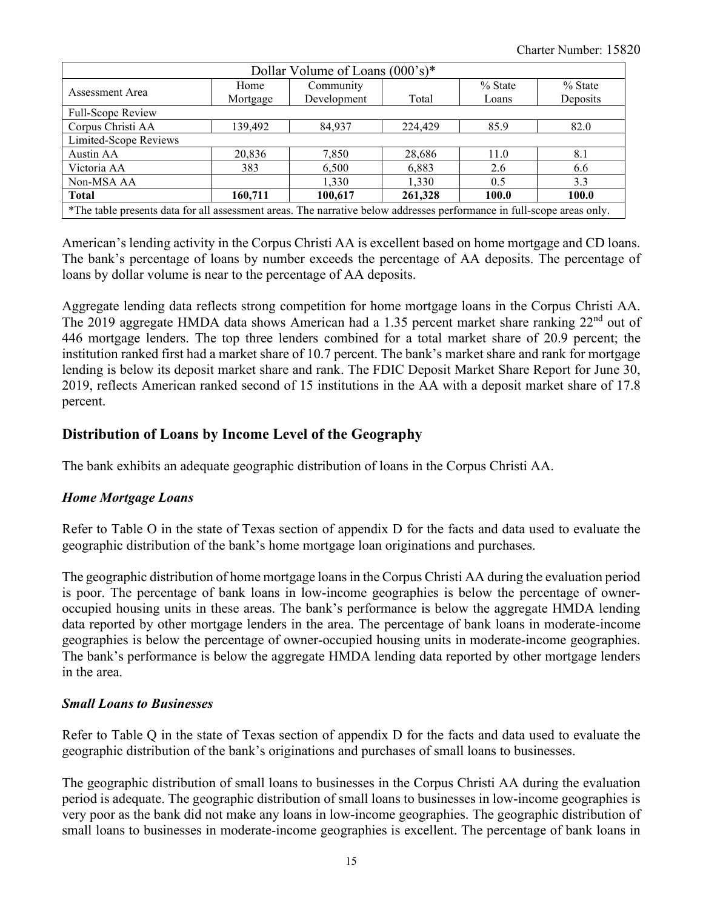| Dollar Volume of Loans (000's)* | | | | | |
|---|---|---|---|---|---|
| Assessment Area | Home Mortgage | Community Development | Total | % State Loans | % State Deposits |
| Full-Scope Review | | | | | |
| Corpus Christi AA | 139,492 | 84,937 | 224,429 | 85.9 | 82.0 |
| Limited-Scope Reviews | | | | | |
| Austin AA | 20,836 | 7,850 | 28,686 | 11.0 | 8.1 |
| Victoria AA | 383 | 6,500 | 6,883 | 2.6 | 6.6 |
| Non-MSA AA | | 1,330 | 1,330 | 0.5 | 3.3 |
| **Total** | **160,711** | **100,617** | **261,328** | **100.0** | **100.0** |
| *The table presents data for all assessment areas. The narrative below addresses performance in full-scope areas only. | | | | | |

American's lending activity in the Corpus Christi AA is excellent based on home mortgage and CD loans. The bank's percentage of loans by number exceeds the percentage of AA deposits. The percentage of loans by dollar volume is near to the percentage of AA deposits.

Aggregate lending data reflects strong competition for home mortgage loans in the Corpus Christi AA. The 2019 aggregate HMDA data shows American had a 1.35 percent market share ranking 22nd out of 446 mortgage lenders. The top three lenders combined for a total market share of 20.9 percent; the institution ranked first had a market share of 10.7 percent. The bank's market share and rank for mortgage lending is below its deposit market share and rank. The FDIC Deposit Market Share Report for June 30, 2019, reflects American ranked second of 15 institutions in the AA with a deposit market share of 17.8 percent.

## Distribution of Loans by Income Level of the Geography

The bank exhibits an adequate geographic distribution of loans in the Corpus Christi AA.

### *Home Mortgage Loans*

Refer to Table O in the state of Texas section of appendix D for the facts and data used to evaluate the geographic distribution of the bank's home mortgage loan originations and purchases.

The geographic distribution of home mortgage loans in the Corpus Christi AA during the evaluation period is poor. The percentage of bank loans in low-income geographies is below the percentage of owner-occupied housing units in these areas. The bank's performance is below the aggregate HMDA lending data reported by other mortgage lenders in the area. The percentage of bank loans in moderate-income geographies is below the percentage of owner-occupied housing units in moderate-income geographies. The bank's performance is below the aggregate HMDA lending data reported by other mortgage lenders in the area.

### *Small Loans to Businesses*

Refer to Table Q in the state of Texas section of appendix D for the facts and data used to evaluate the geographic distribution of the bank's originations and purchases of small loans to businesses.

The geographic distribution of small loans to businesses in the Corpus Christi AA during the evaluation period is adequate. The geographic distribution of small loans to businesses in low-income geographies is very poor as the bank did not make any loans in low-income geographies. The geographic distribution of small loans to businesses in moderate-income geographies is excellent. The percentage of bank loans in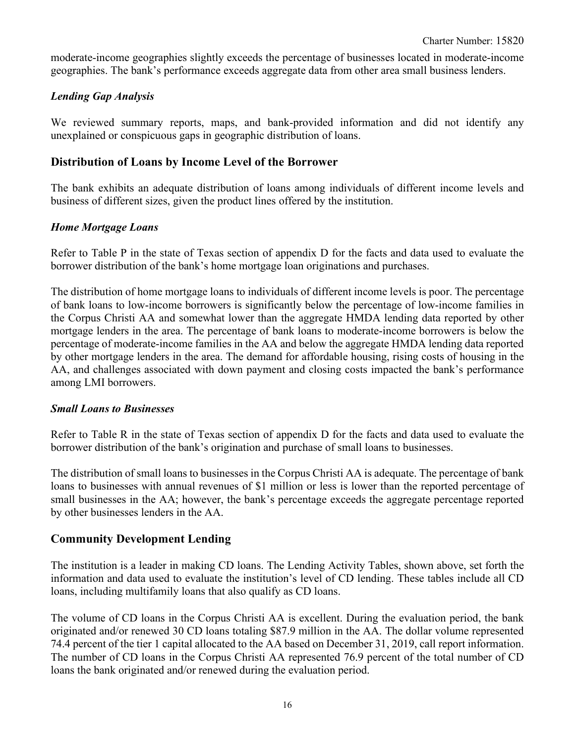moderate-income geographies slightly exceeds the percentage of businesses located in moderate-income geographies. The bank's performance exceeds aggregate data from other area small business lenders.

### *Lending Gap Analysis*

We reviewed summary reports, maps, and bank-provided information and did not identify any unexplained or conspicuous gaps in geographic distribution of loans.

## Distribution of Loans by Income Level of the Borrower

The bank exhibits an adequate distribution of loans among individuals of different income levels and business of different sizes, given the product lines offered by the institution.

### *Home Mortgage Loans*

Refer to Table P in the state of Texas section of appendix D for the facts and data used to evaluate the borrower distribution of the bank's home mortgage loan originations and purchases.

The distribution of home mortgage loans to individuals of different income levels is poor. The percentage of bank loans to low-income borrowers is significantly below the percentage of low-income families in the Corpus Christi AA and somewhat lower than the aggregate HMDA lending data reported by other mortgage lenders in the area. The percentage of bank loans to moderate-income borrowers is below the percentage of moderate-income families in the AA and below the aggregate HMDA lending data reported by other mortgage lenders in the area. The demand for affordable housing, rising costs of housing in the AA, and challenges associated with down payment and closing costs impacted the bank's performance among LMI borrowers.

### *Small Loans to Businesses*

Refer to Table R in the state of Texas section of appendix D for the facts and data used to evaluate the borrower distribution of the bank's origination and purchase of small loans to businesses.

The distribution of small loans to businesses in the Corpus Christi AA is adequate. The percentage of bank loans to businesses with annual revenues of $1 million or less is lower than the reported percentage of small businesses in the AA; however, the bank's percentage exceeds the aggregate percentage reported by other businesses lenders in the AA.

## Community Development Lending

The institution is a leader in making CD loans. The Lending Activity Tables, shown above, set forth the information and data used to evaluate the institution's level of CD lending. These tables include all CD loans, including multifamily loans that also qualify as CD loans.

The volume of CD loans in the Corpus Christi AA is excellent. During the evaluation period, the bank originated and/or renewed 30 CD loans totaling $87.9 million in the AA. The dollar volume represented 74.4 percent of the tier 1 capital allocated to the AA based on December 31, 2019, call report information. The number of CD loans in the Corpus Christi AA represented 76.9 percent of the total number of CD loans the bank originated and/or renewed during the evaluation period.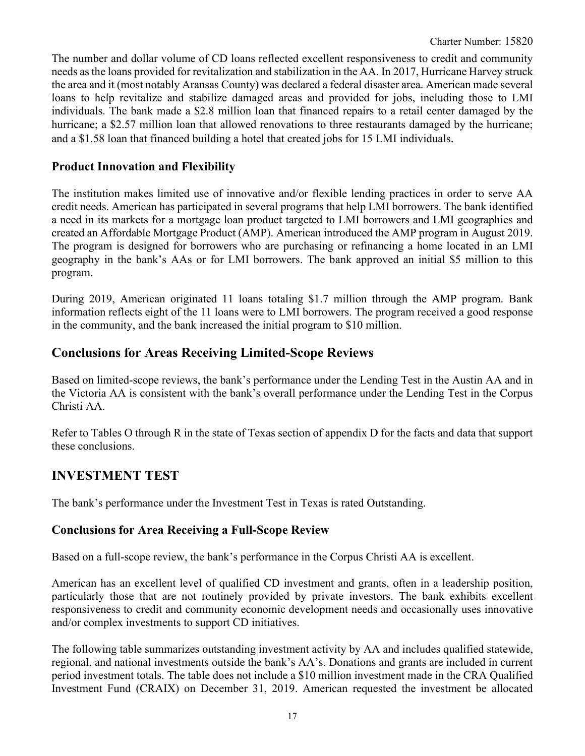The number and dollar volume of CD loans reflected excellent responsiveness to credit and community needs as the loans provided for revitalization and stabilization in the AA. In 2017, Hurricane Harvey struck the area and it (most notably Aransas County) was declared a federal disaster area. American made several loans to help revitalize and stabilize damaged areas and provided for jobs, including those to LMI individuals. The bank made a $2.8 million loan that financed repairs to a retail center damaged by the hurricane; a $2.57 million loan that allowed renovations to three restaurants damaged by the hurricane; and a $1.58 loan that financed building a hotel that created jobs for 15 LMI individuals.

### Product Innovation and Flexibility

The institution makes limited use of innovative and/or flexible lending practices in order to serve AA credit needs. American has participated in several programs that help LMI borrowers. The bank identified a need in its markets for a mortgage loan product targeted to LMI borrowers and LMI geographies and created an Affordable Mortgage Product (AMP). American introduced the AMP program in August 2019. The program is designed for borrowers who are purchasing or refinancing a home located in an LMI geography in the bank's AAs or for LMI borrowers. The bank approved an initial $5 million to this program.

During 2019, American originated 11 loans totaling $1.7 million through the AMP program. Bank information reflects eight of the 11 loans were to LMI borrowers. The program received a good response in the community, and the bank increased the initial program to $10 million.

## Conclusions for Areas Receiving Limited-Scope Reviews

Based on limited-scope reviews, the bank's performance under the Lending Test in the Austin AA and in the Victoria AA is consistent with the bank's overall performance under the Lending Test in the Corpus Christi AA.

Refer to Tables O through R in the state of Texas section of appendix D for the facts and data that support these conclusions.

## INVESTMENT TEST

The bank's performance under the Investment Test in Texas is rated Outstanding.

### Conclusions for Area Receiving a Full-Scope Review

Based on a full-scope review, the bank's performance in the Corpus Christi AA is excellent.

American has an excellent level of qualified CD investment and grants, often in a leadership position, particularly those that are not routinely provided by private investors. The bank exhibits excellent responsiveness to credit and community economic development needs and occasionally uses innovative and/or complex investments to support CD initiatives.

The following table summarizes outstanding investment activity by AA and includes qualified statewide, regional, and national investments outside the bank's AA's. Donations and grants are included in current period investment totals. The table does not include a $10 million investment made in the CRA Qualified Investment Fund (CRAIX) on December 31, 2019. American requested the investment be allocated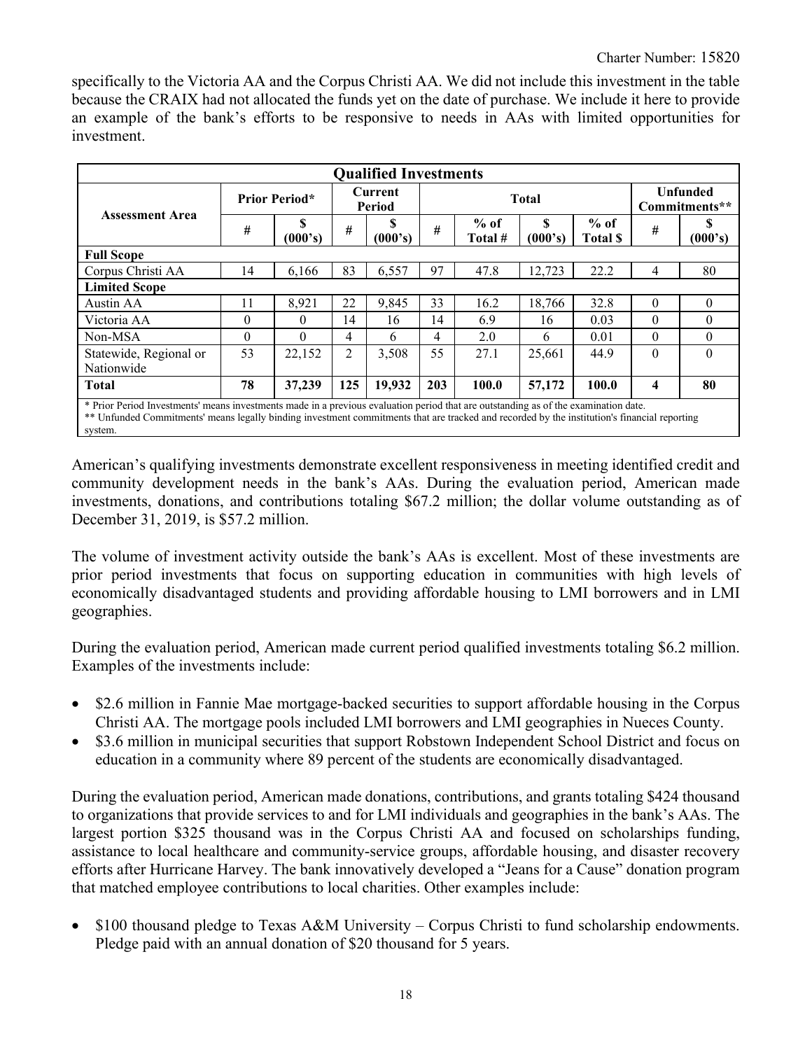specifically to the Victoria AA and the Corpus Christi AA. We did not include this investment in the table because the CRAIX had not allocated the funds yet on the date of purchase. We include it here to provide an example of the bank's efforts to be responsive to needs in AAs with limited opportunities for investment.

| Qualified Investments | | | | | | | | | | |
|---|---|---|---|---|---|---|---|---|---|---|
| Assessment Area | Prior Period* | | Current Period | | Total | | | | Unfunded Commitments** | |
| | # | $ (000's) | # | $ (000's) | # | % of Total # | $ (000's) | % of Total $ | # | $ (000's) |
| **Full Scope** | | | | | | | | | | |
| Corpus Christi AA | 14 | 6,166 | 83 | 6,557 | 97 | 47.8 | 12,723 | 22.2 | 4 | 80 |
| **Limited Scope** | | | | | | | | | | |
| Austin AA | 11 | 8,921 | 22 | 9,845 | 33 | 16.2 | 18,766 | 32.8 | 0 | 0 |
| Victoria AA | 0 | 0 | 14 | 16 | 14 | 6.9 | 16 | 0.03 | 0 | 0 |
| Non-MSA | 0 | 0 | 4 | 6 | 4 | 2.0 | 6 | 0.01 | 0 | 0 |
| Statewide, Regional or Nationwide | 53 | 22,152 | 2 | 3,508 | 55 | 27.1 | 25,661 | 44.9 | 0 | 0 |
| **Total** | **78** | **37,239** | **125** | **19,932** | **203** | **100.0** | **57,172** | **100.0** | **4** | **80** |

\* Prior Period Investments' means investments made in a previous evaluation period that are outstanding as of the examination date.
\*\* Unfunded Commitments' means legally binding investment commitments that are tracked and recorded by the institution's financial reporting system.

American's qualifying investments demonstrate excellent responsiveness in meeting identified credit and community development needs in the bank's AAs. During the evaluation period, American made investments, donations, and contributions totaling $67.2 million; the dollar volume outstanding as of December 31, 2019, is $57.2 million.

The volume of investment activity outside the bank's AAs is excellent. Most of these investments are prior period investments that focus on supporting education in communities with high levels of economically disadvantaged students and providing affordable housing to LMI borrowers and in LMI geographies.

During the evaluation period, American made current period qualified investments totaling $6.2 million. Examples of the investments include:

- $2.6 million in Fannie Mae mortgage-backed securities to support affordable housing in the Corpus Christi AA. The mortgage pools included LMI borrowers and LMI geographies in Nueces County.
- $3.6 million in municipal securities that support Robstown Independent School District and focus on education in a community where 89 percent of the students are economically disadvantaged.

During the evaluation period, American made donations, contributions, and grants totaling $424 thousand to organizations that provide services to and for LMI individuals and geographies in the bank's AAs. The largest portion $325 thousand was in the Corpus Christi AA and focused on scholarships funding, assistance to local healthcare and community-service groups, affordable housing, and disaster recovery efforts after Hurricane Harvey. The bank innovatively developed a "Jeans for a Cause" donation program that matched employee contributions to local charities. Other examples include:

- $100 thousand pledge to Texas A&M University – Corpus Christi to fund scholarship endowments. Pledge paid with an annual donation of $20 thousand for 5 years.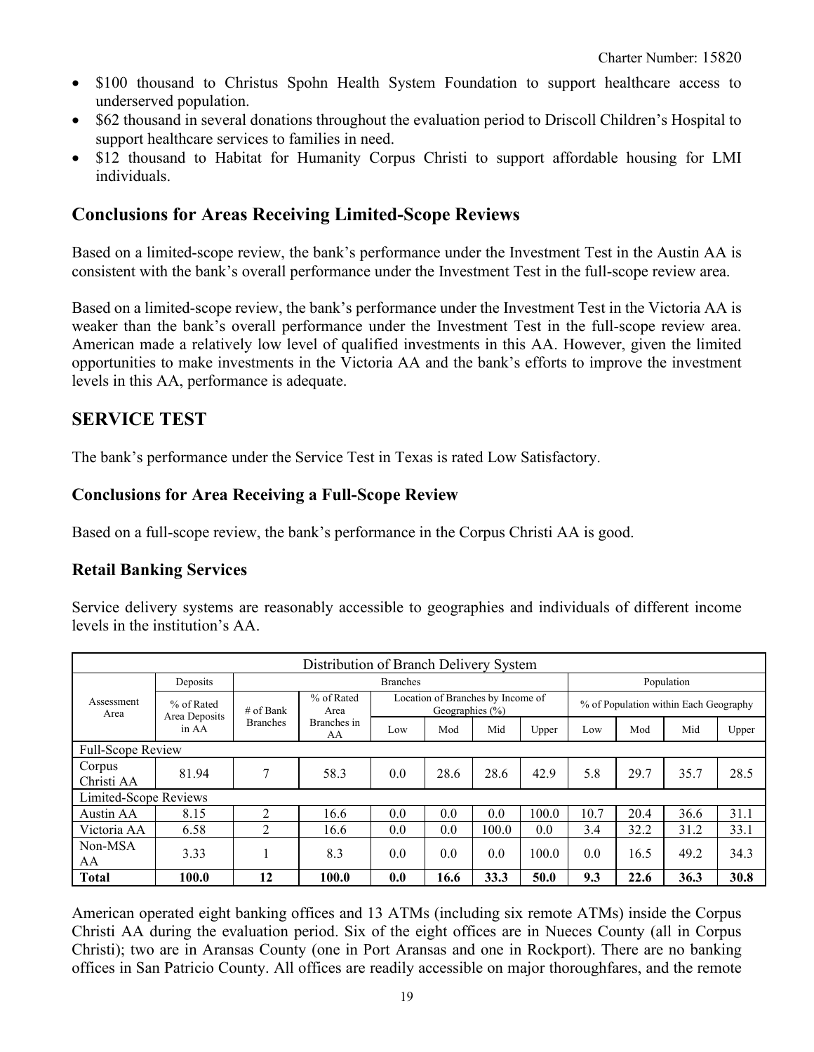- $100 thousand to Christus Spohn Health System Foundation to support healthcare access to underserved population.
- $62 thousand in several donations throughout the evaluation period to Driscoll Children's Hospital to support healthcare services to families in need.
- $12 thousand to Habitat for Humanity Corpus Christi to support affordable housing for LMI individuals.

## Conclusions for Areas Receiving Limited-Scope Reviews

Based on a limited-scope review, the bank's performance under the Investment Test in the Austin AA is consistent with the bank's overall performance under the Investment Test in the full-scope review area.

Based on a limited-scope review, the bank's performance under the Investment Test in the Victoria AA is weaker than the bank's overall performance under the Investment Test in the full-scope review area. American made a relatively low level of qualified investments in this AA. However, given the limited opportunities to make investments in the Victoria AA and the bank's efforts to improve the investment levels in this AA, performance is adequate.

## SERVICE TEST

The bank's performance under the Service Test in Texas is rated Low Satisfactory.

### Conclusions for Area Receiving a Full-Scope Review

Based on a full-scope review, the bank's performance in the Corpus Christi AA is good.

### Retail Banking Services

Service delivery systems are reasonably accessible to geographies and individuals of different income levels in the institution's AA.

| Distribution of Branch Delivery System | | | | | | | | | | | |
|---|---|---|---|---|---|---|---|---|---|---|---|
| Assessment Area | Deposits | Branches | | | | | | Population | | | |
| | % of Rated Area Deposits in AA | # of Bank Branches | % of Rated Area Branches in AA | Location of Branches by Income of Geographies (%) | | | | % of Population within Each Geography | | | |
| | | | | Low | Mod | Mid | Upper | Low | Mod | Mid | Upper |
| Full-Scope Review | | | | | | | | | | | |
| Corpus Christi AA | 81.94 | 7 | 58.3 | 0.0 | 28.6 | 28.6 | 42.9 | 5.8 | 29.7 | 35.7 | 28.5 |
| Limited-Scope Reviews | | | | | | | | | | | |
| Austin AA | 8.15 | 2 | 16.6 | 0.0 | 0.0 | 0.0 | 100.0 | 10.7 | 20.4 | 36.6 | 31.1 |
| Victoria AA | 6.58 | 2 | 16.6 | 0.0 | 0.0 | 100.0 | 0.0 | 3.4 | 32.2 | 31.2 | 33.1 |
| Non-MSA AA | 3.33 | 1 | 8.3 | 0.0 | 0.0 | 0.0 | 100.0 | 0.0 | 16.5 | 49.2 | 34.3 |
| **Total** | **100.0** | **12** | **100.0** | **0.0** | **16.6** | **33.3** | **50.0** | **9.3** | **22.6** | **36.3** | **30.8** |

American operated eight banking offices and 13 ATMs (including six remote ATMs) inside the Corpus Christi AA during the evaluation period. Six of the eight offices are in Nueces County (all in Corpus Christi); two are in Aransas County (one in Port Aransas and one in Rockport). There are no banking offices in San Patricio County. All offices are readily accessible on major thoroughfares, and the remote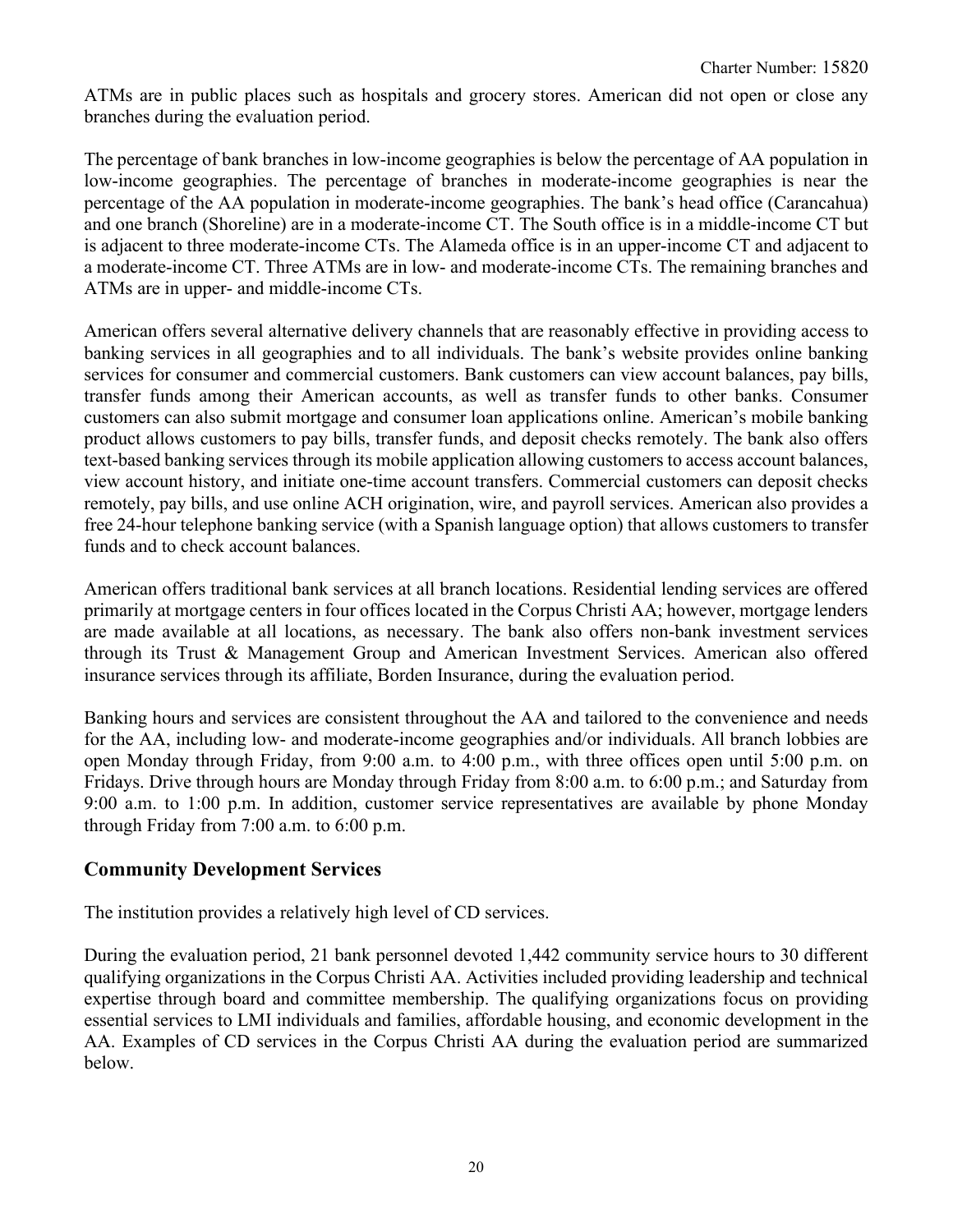ATMs are in public places such as hospitals and grocery stores. American did not open or close any branches during the evaluation period.

The percentage of bank branches in low-income geographies is below the percentage of AA population in low-income geographies. The percentage of branches in moderate-income geographies is near the percentage of the AA population in moderate-income geographies. The bank's head office (Carancahua) and one branch (Shoreline) are in a moderate-income CT. The South office is in a middle-income CT but is adjacent to three moderate-income CTs. The Alameda office is in an upper-income CT and adjacent to a moderate-income CT. Three ATMs are in low- and moderate-income CTs. The remaining branches and ATMs are in upper- and middle-income CTs.

American offers several alternative delivery channels that are reasonably effective in providing access to banking services in all geographies and to all individuals. The bank's website provides online banking services for consumer and commercial customers. Bank customers can view account balances, pay bills, transfer funds among their American accounts, as well as transfer funds to other banks. Consumer customers can also submit mortgage and consumer loan applications online. American's mobile banking product allows customers to pay bills, transfer funds, and deposit checks remotely. The bank also offers text-based banking services through its mobile application allowing customers to access account balances, view account history, and initiate one-time account transfers. Commercial customers can deposit checks remotely, pay bills, and use online ACH origination, wire, and payroll services. American also provides a free 24-hour telephone banking service (with a Spanish language option) that allows customers to transfer funds and to check account balances.

American offers traditional bank services at all branch locations. Residential lending services are offered primarily at mortgage centers in four offices located in the Corpus Christi AA; however, mortgage lenders are made available at all locations, as necessary. The bank also offers non-bank investment services through its Trust & Management Group and American Investment Services. American also offered insurance services through its affiliate, Borden Insurance, during the evaluation period.

Banking hours and services are consistent throughout the AA and tailored to the convenience and needs for the AA, including low- and moderate-income geographies and/or individuals. All branch lobbies are open Monday through Friday, from 9:00 a.m. to 4:00 p.m., with three offices open until 5:00 p.m. on Fridays. Drive through hours are Monday through Friday from 8:00 a.m. to 6:00 p.m.; and Saturday from 9:00 a.m. to 1:00 p.m. In addition, customer service representatives are available by phone Monday through Friday from 7:00 a.m. to 6:00 p.m.

## Community Development Services

The institution provides a relatively high level of CD services.

During the evaluation period, 21 bank personnel devoted 1,442 community service hours to 30 different qualifying organizations in the Corpus Christi AA. Activities included providing leadership and technical expertise through board and committee membership. The qualifying organizations focus on providing essential services to LMI individuals and families, affordable housing, and economic development in the AA. Examples of CD services in the Corpus Christi AA during the evaluation period are summarized below.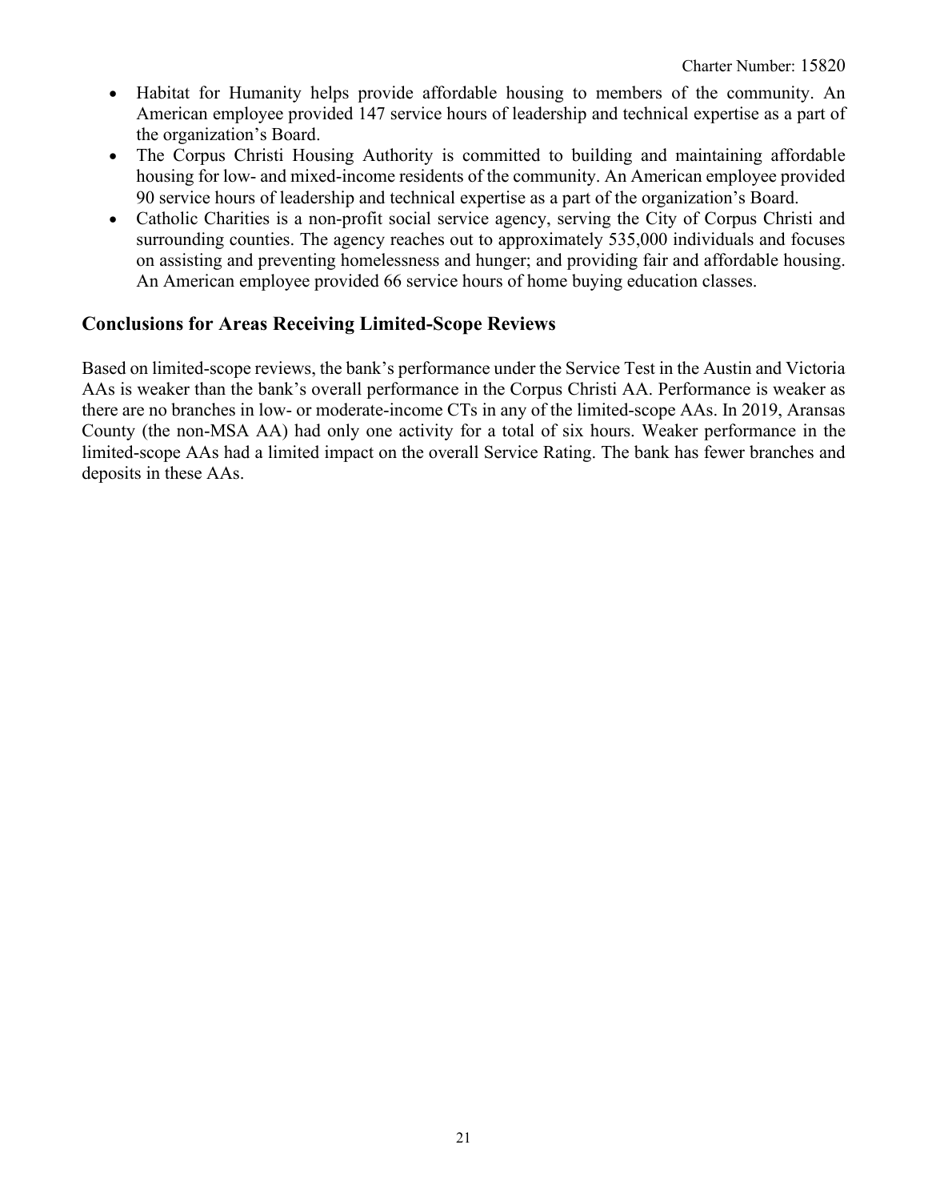- Habitat for Humanity helps provide affordable housing to members of the community. An American employee provided 147 service hours of leadership and technical expertise as a part of the organization's Board.
- The Corpus Christi Housing Authority is committed to building and maintaining affordable housing for low- and mixed-income residents of the community. An American employee provided 90 service hours of leadership and technical expertise as a part of the organization's Board.
- Catholic Charities is a non-profit social service agency, serving the City of Corpus Christi and surrounding counties. The agency reaches out to approximately 535,000 individuals and focuses on assisting and preventing homelessness and hunger; and providing fair and affordable housing. An American employee provided 66 service hours of home buying education classes.

## Conclusions for Areas Receiving Limited-Scope Reviews

Based on limited-scope reviews, the bank's performance under the Service Test in the Austin and Victoria AAs is weaker than the bank's overall performance in the Corpus Christi AA. Performance is weaker as there are no branches in low- or moderate-income CTs in any of the limited-scope AAs. In 2019, Aransas County (the non-MSA AA) had only one activity for a total of six hours. Weaker performance in the limited-scope AAs had a limited impact on the overall Service Rating. The bank has fewer branches and deposits in these AAs.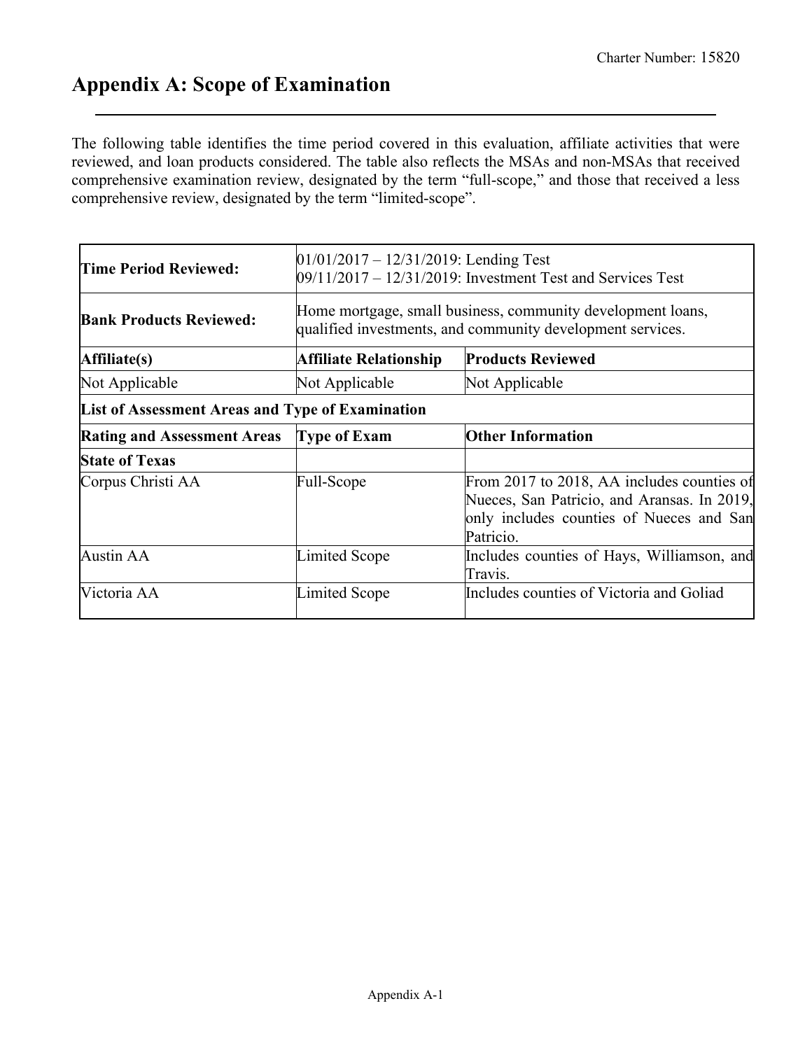# Appendix A: Scope of Examination

The following table identifies the time period covered in this evaluation, affiliate activities that were reviewed, and loan products considered. The table also reflects the MSAs and non-MSAs that received comprehensive examination review, designated by the term "full-scope," and those that received a less comprehensive review, designated by the term "limited-scope".

| **Time Period Reviewed:** | 01/01/2017 – 12/31/2019: Lending Test<br>09/11/2017 – 12/31/2019: Investment Test and Services Test | |
|---|---|---|
| **Bank Products Reviewed:** | Home mortgage, small business, community development loans, qualified investments, and community development services. | |
| **Affiliate(s)** | **Affiliate Relationship** | **Products Reviewed** |
| Not Applicable | Not Applicable | Not Applicable |
| **List of Assessment Areas and Type of Examination** | | |
| **Rating and Assessment Areas** | **Type of Exam** | **Other Information** |
| **State of Texas** | | |
| Corpus Christi AA | Full-Scope | From 2017 to 2018, AA includes counties of Nueces, San Patricio, and Aransas. In 2019, only includes counties of Nueces and San Patricio. |
| Austin AA | Limited Scope | Includes counties of Hays, Williamson, and Travis. |
| Victoria AA | Limited Scope | Includes counties of Victoria and Goliad |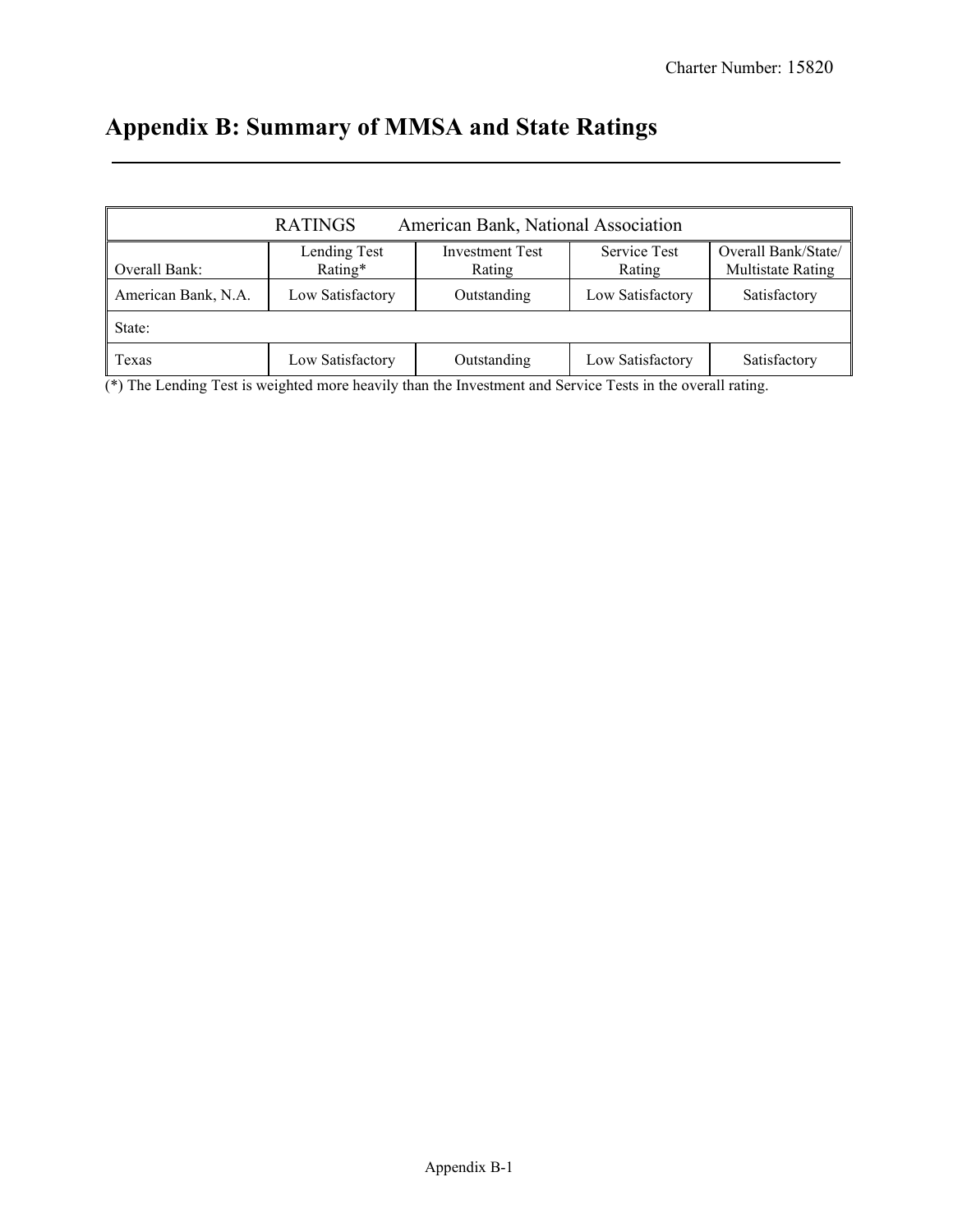# Appendix B: Summary of MMSA and State Ratings

| RATINGS American Bank, National Association | | | | |
|---|---|---|---|---|
| Overall Bank: | Lending Test Rating* | Investment Test Rating | Service Test Rating | Overall Bank/State/ Multistate Rating |
| American Bank, N.A. | Low Satisfactory | Outstanding | Low Satisfactory | Satisfactory |
| State: | | | | |
| Texas | Low Satisfactory | Outstanding | Low Satisfactory | Satisfactory |

(*) The Lending Test is weighted more heavily than the Investment and Service Tests in the overall rating.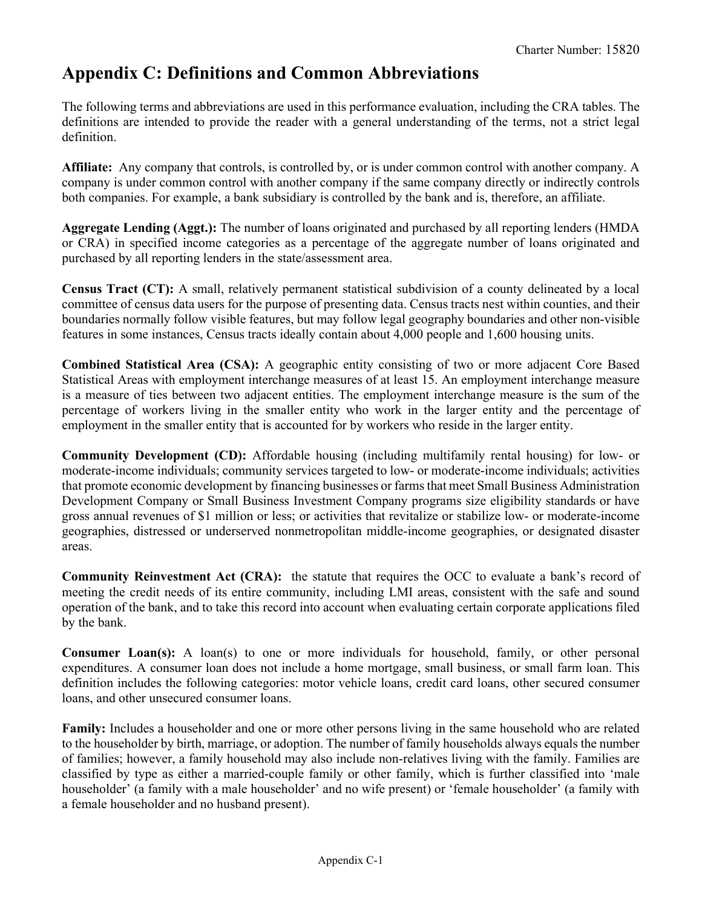# Appendix C: Definitions and Common Abbreviations

The following terms and abbreviations are used in this performance evaluation, including the CRA tables. The definitions are intended to provide the reader with a general understanding of the terms, not a strict legal definition.

**Affiliate:** Any company that controls, is controlled by, or is under common control with another company. A company is under common control with another company if the same company directly or indirectly controls both companies. For example, a bank subsidiary is controlled by the bank and is, therefore, an affiliate.

**Aggregate Lending (Aggt.):** The number of loans originated and purchased by all reporting lenders (HMDA or CRA) in specified income categories as a percentage of the aggregate number of loans originated and purchased by all reporting lenders in the state/assessment area.

**Census Tract (CT):** A small, relatively permanent statistical subdivision of a county delineated by a local committee of census data users for the purpose of presenting data. Census tracts nest within counties, and their boundaries normally follow visible features, but may follow legal geography boundaries and other non-visible features in some instances, Census tracts ideally contain about 4,000 people and 1,600 housing units.

**Combined Statistical Area (CSA):** A geographic entity consisting of two or more adjacent Core Based Statistical Areas with employment interchange measures of at least 15. An employment interchange measure is a measure of ties between two adjacent entities. The employment interchange measure is the sum of the percentage of workers living in the smaller entity who work in the larger entity and the percentage of employment in the smaller entity that is accounted for by workers who reside in the larger entity.

**Community Development (CD):** Affordable housing (including multifamily rental housing) for low- or moderate-income individuals; community services targeted to low- or moderate-income individuals; activities that promote economic development by financing businesses or farms that meet Small Business Administration Development Company or Small Business Investment Company programs size eligibility standards or have gross annual revenues of $1 million or less; or activities that revitalize or stabilize low- or moderate-income geographies, distressed or underserved nonmetropolitan middle-income geographies, or designated disaster areas.

**Community Reinvestment Act (CRA):** the statute that requires the OCC to evaluate a bank's record of meeting the credit needs of its entire community, including LMI areas, consistent with the safe and sound operation of the bank, and to take this record into account when evaluating certain corporate applications filed by the bank.

**Consumer Loan(s):** A loan(s) to one or more individuals for household, family, or other personal expenditures. A consumer loan does not include a home mortgage, small business, or small farm loan. This definition includes the following categories: motor vehicle loans, credit card loans, other secured consumer loans, and other unsecured consumer loans.

**Family:** Includes a householder and one or more other persons living in the same household who are related to the householder by birth, marriage, or adoption. The number of family households always equals the number of families; however, a family household may also include non-relatives living with the family. Families are classified by type as either a married-couple family or other family, which is further classified into 'male householder' (a family with a male householder' and no wife present) or 'female householder' (a family with a female householder and no husband present).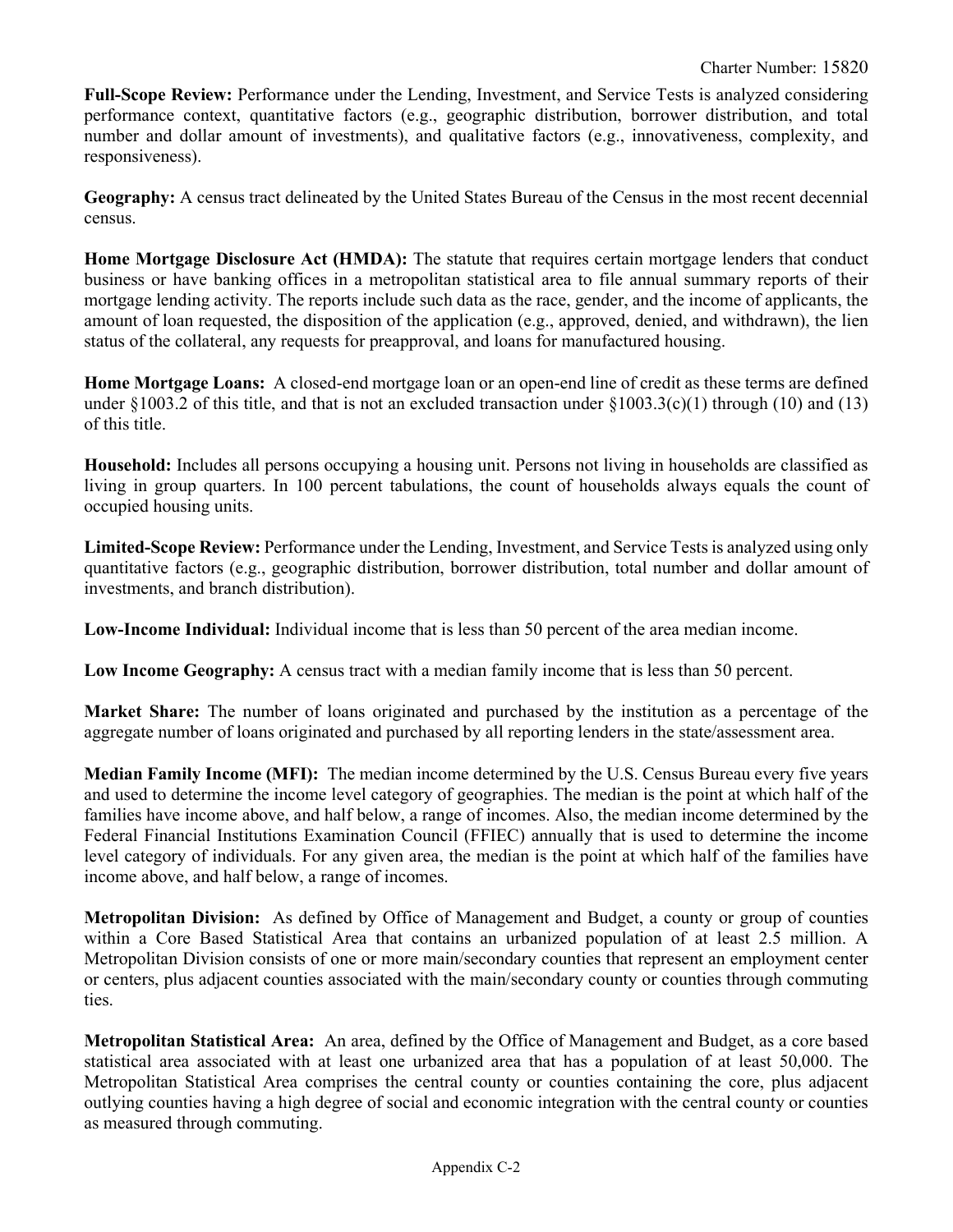**Full-Scope Review:** Performance under the Lending, Investment, and Service Tests is analyzed considering performance context, quantitative factors (e.g., geographic distribution, borrower distribution, and total number and dollar amount of investments), and qualitative factors (e.g., innovativeness, complexity, and responsiveness).

**Geography:** A census tract delineated by the United States Bureau of the Census in the most recent decennial census.

**Home Mortgage Disclosure Act (HMDA):** The statute that requires certain mortgage lenders that conduct business or have banking offices in a metropolitan statistical area to file annual summary reports of their mortgage lending activity. The reports include such data as the race, gender, and the income of applicants, the amount of loan requested, the disposition of the application (e.g., approved, denied, and withdrawn), the lien status of the collateral, any requests for preapproval, and loans for manufactured housing.

**Home Mortgage Loans:** A closed-end mortgage loan or an open-end line of credit as these terms are defined under §1003.2 of this title, and that is not an excluded transaction under §1003.3(c)(1) through (10) and (13) of this title.

**Household:** Includes all persons occupying a housing unit. Persons not living in households are classified as living in group quarters. In 100 percent tabulations, the count of households always equals the count of occupied housing units.

**Limited-Scope Review:** Performance under the Lending, Investment, and Service Tests is analyzed using only quantitative factors (e.g., geographic distribution, borrower distribution, total number and dollar amount of investments, and branch distribution).

**Low-Income Individual:** Individual income that is less than 50 percent of the area median income.

**Low Income Geography:** A census tract with a median family income that is less than 50 percent.

**Market Share:** The number of loans originated and purchased by the institution as a percentage of the aggregate number of loans originated and purchased by all reporting lenders in the state/assessment area.

**Median Family Income (MFI):** The median income determined by the U.S. Census Bureau every five years and used to determine the income level category of geographies. The median is the point at which half of the families have income above, and half below, a range of incomes. Also, the median income determined by the Federal Financial Institutions Examination Council (FFIEC) annually that is used to determine the income level category of individuals. For any given area, the median is the point at which half of the families have income above, and half below, a range of incomes.

**Metropolitan Division:** As defined by Office of Management and Budget, a county or group of counties within a Core Based Statistical Area that contains an urbanized population of at least 2.5 million. A Metropolitan Division consists of one or more main/secondary counties that represent an employment center or centers, plus adjacent counties associated with the main/secondary county or counties through commuting ties.

**Metropolitan Statistical Area:** An area, defined by the Office of Management and Budget, as a core based statistical area associated with at least one urbanized area that has a population of at least 50,000. The Metropolitan Statistical Area comprises the central county or counties containing the core, plus adjacent outlying counties having a high degree of social and economic integration with the central county or counties as measured through commuting.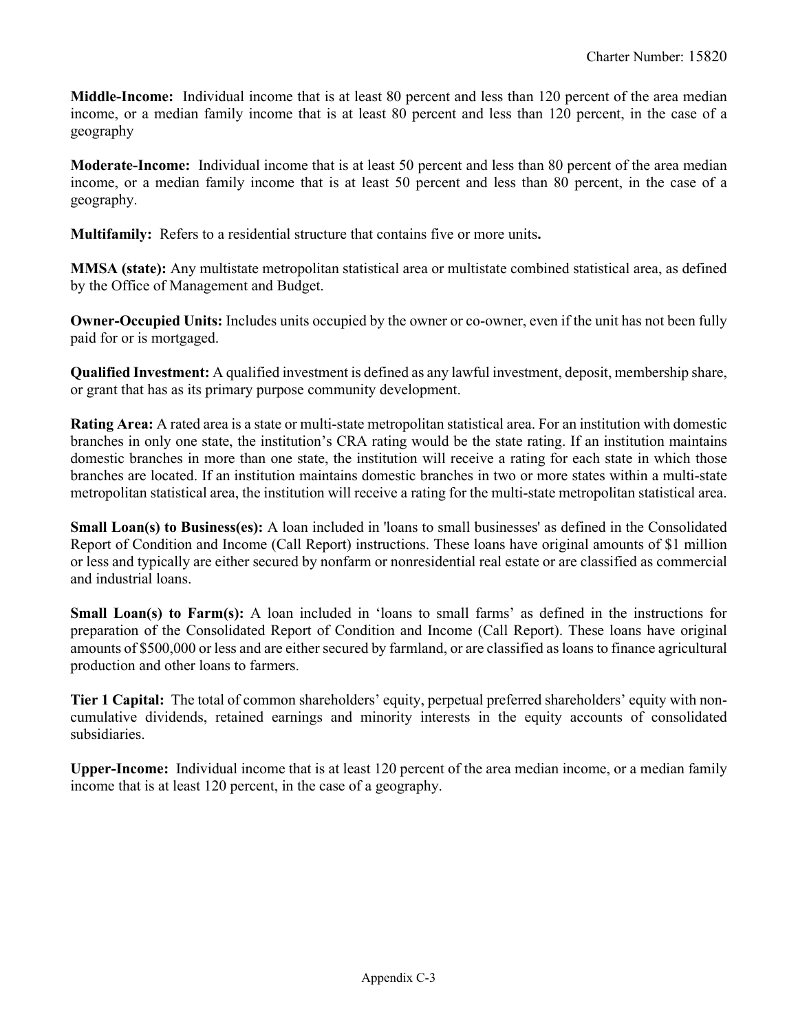**Middle-Income:** Individual income that is at least 80 percent and less than 120 percent of the area median income, or a median family income that is at least 80 percent and less than 120 percent, in the case of a geography

**Moderate-Income:** Individual income that is at least 50 percent and less than 80 percent of the area median income, or a median family income that is at least 50 percent and less than 80 percent, in the case of a geography.

**Multifamily:** Refers to a residential structure that contains five or more units**.**

**MMSA (state):** Any multistate metropolitan statistical area or multistate combined statistical area, as defined by the Office of Management and Budget.

**Owner-Occupied Units:** Includes units occupied by the owner or co-owner, even if the unit has not been fully paid for or is mortgaged.

**Qualified Investment:** A qualified investment is defined as any lawful investment, deposit, membership share, or grant that has as its primary purpose community development.

**Rating Area:** A rated area is a state or multi-state metropolitan statistical area. For an institution with domestic branches in only one state, the institution's CRA rating would be the state rating. If an institution maintains domestic branches in more than one state, the institution will receive a rating for each state in which those branches are located. If an institution maintains domestic branches in two or more states within a multi-state metropolitan statistical area, the institution will receive a rating for the multi-state metropolitan statistical area.

**Small Loan(s) to Business(es):** A loan included in 'loans to small businesses' as defined in the Consolidated Report of Condition and Income (Call Report) instructions. These loans have original amounts of $1 million or less and typically are either secured by nonfarm or nonresidential real estate or are classified as commercial and industrial loans.

**Small Loan(s) to Farm(s):** A loan included in 'loans to small farms' as defined in the instructions for preparation of the Consolidated Report of Condition and Income (Call Report). These loans have original amounts of $500,000 or less and are either secured by farmland, or are classified as loans to finance agricultural production and other loans to farmers.

**Tier 1 Capital:** The total of common shareholders' equity, perpetual preferred shareholders' equity with non-cumulative dividends, retained earnings and minority interests in the equity accounts of consolidated subsidiaries.

**Upper-Income:** Individual income that is at least 120 percent of the area median income, or a median family income that is at least 120 percent, in the case of a geography.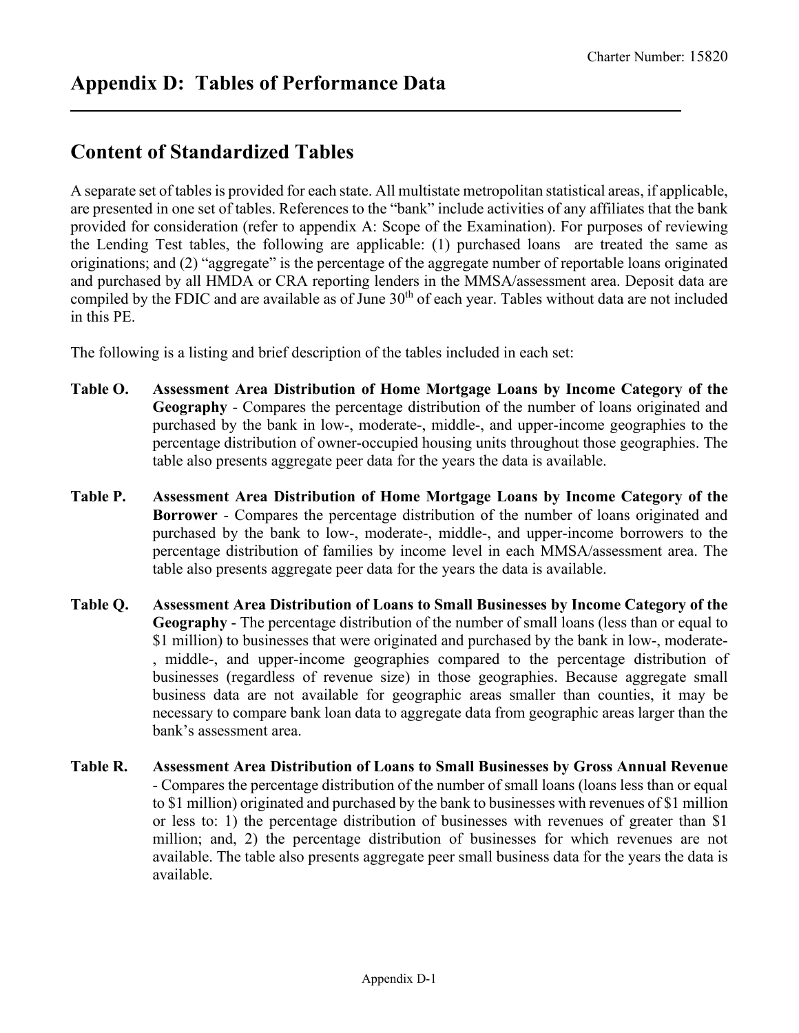# Appendix D: Tables of Performance Data

## Content of Standardized Tables

A separate set of tables is provided for each state. All multistate metropolitan statistical areas, if applicable, are presented in one set of tables. References to the "bank" include activities of any affiliates that the bank provided for consideration (refer to appendix A: Scope of the Examination). For purposes of reviewing the Lending Test tables, the following are applicable: (1) purchased loans are treated the same as originations; and (2) "aggregate" is the percentage of the aggregate number of reportable loans originated and purchased by all HMDA or CRA reporting lenders in the MMSA/assessment area. Deposit data are compiled by the FDIC and are available as of June 30th of each year. Tables without data are not included in this PE.

The following is a listing and brief description of the tables included in each set:

**Table O. Assessment Area Distribution of Home Mortgage Loans by Income Category of the Geography** - Compares the percentage distribution of the number of loans originated and purchased by the bank in low-, moderate-, middle-, and upper-income geographies to the percentage distribution of owner-occupied housing units throughout those geographies. The table also presents aggregate peer data for the years the data is available.

**Table P. Assessment Area Distribution of Home Mortgage Loans by Income Category of the Borrower** - Compares the percentage distribution of the number of loans originated and purchased by the bank to low-, moderate-, middle-, and upper-income borrowers to the percentage distribution of families by income level in each MMSA/assessment area. The table also presents aggregate peer data for the years the data is available.

**Table Q. Assessment Area Distribution of Loans to Small Businesses by Income Category of the Geography** - The percentage distribution of the number of small loans (less than or equal to $1 million) to businesses that were originated and purchased by the bank in low-, moderate-, middle-, and upper-income geographies compared to the percentage distribution of businesses (regardless of revenue size) in those geographies. Because aggregate small business data are not available for geographic areas smaller than counties, it may be necessary to compare bank loan data to aggregate data from geographic areas larger than the bank's assessment area.

**Table R. Assessment Area Distribution of Loans to Small Businesses by Gross Annual Revenue** - Compares the percentage distribution of the number of small loans (loans less than or equal to $1 million) originated and purchased by the bank to businesses with revenues of $1 million or less to: 1) the percentage distribution of businesses with revenues of greater than $1 million; and, 2) the percentage distribution of businesses for which revenues are not available. The table also presents aggregate peer small business data for the years the data is available.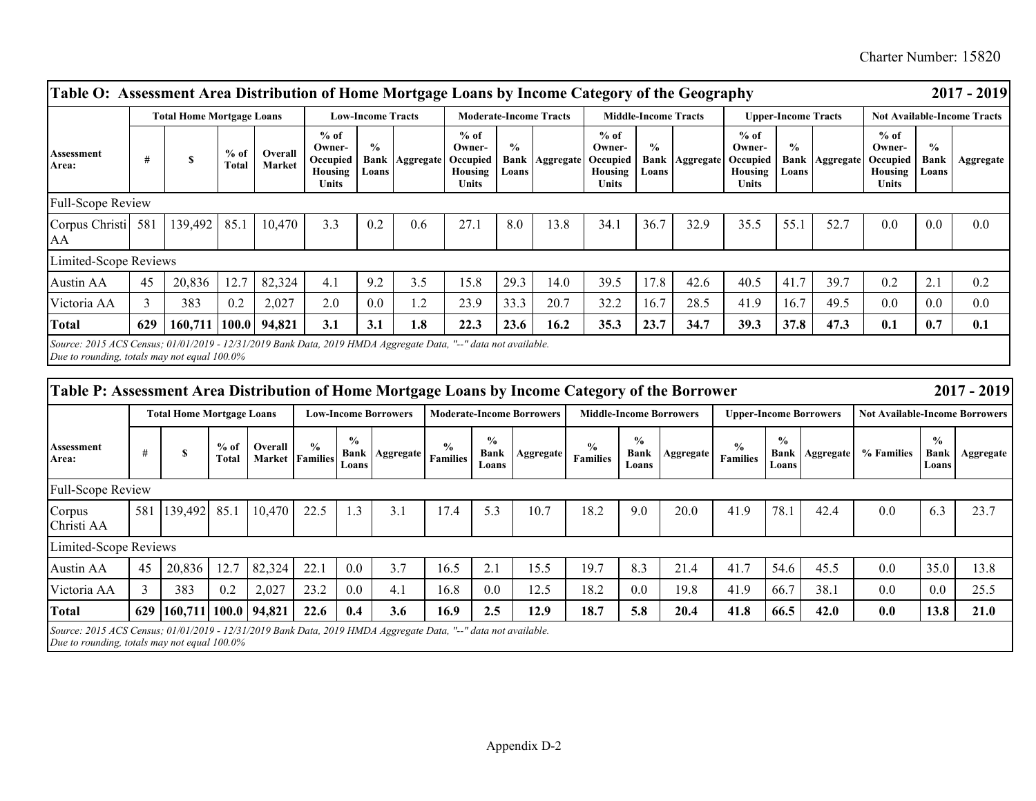| **Table O: Assessment Area Distribution of Home Mortgage Loans by Income Category of the Geography** | | | | | | | | | | | | | | | | | | | | | **2017 - 2019** |
|---|---|---|---|---|---|---|---|---|---|---|---|---|---|---|---|---|---|---|---|---|---|
| | **Total Home Mortgage Loans** | | | | **Low-Income Tracts** | | | **Moderate-Income Tracts** | | | **Middle-Income Tracts** | | | **Upper-Income Tracts** | | | **Not Available-Income Tracts** | | | | |
| **Assessment Area:** | **#** | **$** | **% of Total** | **Overall Market** | **% of Owner-Occupied Housing Units** | **% Bank Loans** | **Aggregate** | **% of Owner-Occupied Housing Units** | **% Bank Loans** | **Aggregate** | **% of Owner-Occupied Housing Units** | **% Bank Loans** | **Aggregate** | **% of Owner-Occupied Housing Units** | **% Bank Loans** | **Aggregate** | **% of Owner-Occupied Housing Units** | **% Bank Loans** | **Aggregate** | | |
| Full-Scope Review | | | | | | | | | | | | | | | | | | | | | |
| Corpus Christi AA | 581 | 139,492 | 85.1 | 10,470 | 3.3 | 0.2 | 0.6 | 27.1 | 8.0 | 13.8 | 34.1 | 36.7 | 32.9 | 35.5 | 55.1 | 52.7 | 0.0 | 0.0 | 0.0 | | |
| Limited-Scope Reviews | | | | | | | | | | | | | | | | | | | | | |
| Austin AA | 45 | 20,836 | 12.7 | 82,324 | 4.1 | 9.2 | 3.5 | 15.8 | 29.3 | 14.0 | 39.5 | 17.8 | 42.6 | 40.5 | 41.7 | 39.7 | 0.2 | 2.1 | 0.2 | | |
| Victoria AA | 3 | 383 | 0.2 | 2,027 | 2.0 | 0.0 | 1.2 | 23.9 | 33.3 | 20.7 | 32.2 | 16.7 | 28.5 | 41.9 | 16.7 | 49.5 | 0.0 | 0.0 | 0.0 | | |
| **Total** | **629** | **160,711** | **100.0** | **94,821** | **3.1** | **3.1** | **1.8** | **22.3** | **23.6** | **16.2** | **35.3** | **23.7** | **34.7** | **39.3** | **37.8** | **47.3** | **0.1** | **0.7** | **0.1** | | |

*Source: 2015 ACS Census; 01/01/2019 - 12/31/2019 Bank Data, 2019 HMDA Aggregate Data, "--" data not available.*
*Due to rounding, totals may not equal 100.0%*

| **Table P: Assessment Area Distribution of Home Mortgage Loans by Income Category of the Borrower** | | | | | | | | | | | | | | | | | | | | | **2017 - 2019** |
|---|---|---|---|---|---|---|---|---|---|---|---|---|---|---|---|---|---|---|---|---|---|
| | **Total Home Mortgage Loans** | | | | **Low-Income Borrowers** | | | **Moderate-Income Borrowers** | | | **Middle-Income Borrowers** | | | **Upper-Income Borrowers** | | | **Not Available-Income Borrowers** | | | | |
| **Assessment Area:** | **#** | **$** | **% of Total** | **Overall Market** | **% Families** | **% Bank Loans** | **Aggregate** | **% Families** | **% Bank Loans** | **Aggregate** | **% Families** | **% Bank Loans** | **Aggregate** | **% Families** | **% Bank Loans** | **Aggregate** | **% Families** | **% Bank Loans** | **Aggregate** | | |
| Full-Scope Review | | | | | | | | | | | | | | | | | | | | | |
| Corpus Christi AA | 581 | 139,492 | 85.1 | 10,470 | 22.5 | 1.3 | 3.1 | 17.4 | 5.3 | 10.7 | 18.2 | 9.0 | 20.0 | 41.9 | 78.1 | 42.4 | 0.0 | 6.3 | 23.7 | | |
| Limited-Scope Reviews | | | | | | | | | | | | | | | | | | | | | |
| Austin AA | 45 | 20,836 | 12.7 | 82,324 | 22.1 | 0.0 | 3.7 | 16.5 | 2.1 | 15.5 | 19.7 | 8.3 | 21.4 | 41.7 | 54.6 | 45.5 | 0.0 | 35.0 | 13.8 | | |
| Victoria AA | 3 | 383 | 0.2 | 2,027 | 23.2 | 0.0 | 4.1 | 16.8 | 0.0 | 12.5 | 18.2 | 0.0 | 19.8 | 41.9 | 66.7 | 38.1 | 0.0 | 0.0 | 25.5 | | |
| **Total** | **629** | **160,711** | **100.0** | **94,821** | **22.6** | **0.4** | **3.6** | **16.9** | **2.5** | **12.9** | **18.7** | **5.8** | **20.4** | **41.8** | **66.5** | **42.0** | **0.0** | **13.8** | **21.0** | | |

*Source: 2015 ACS Census; 01/01/2019 - 12/31/2019 Bank Data, 2019 HMDA Aggregate Data, "--" data not available.*
*Due to rounding, totals may not equal 100.0%*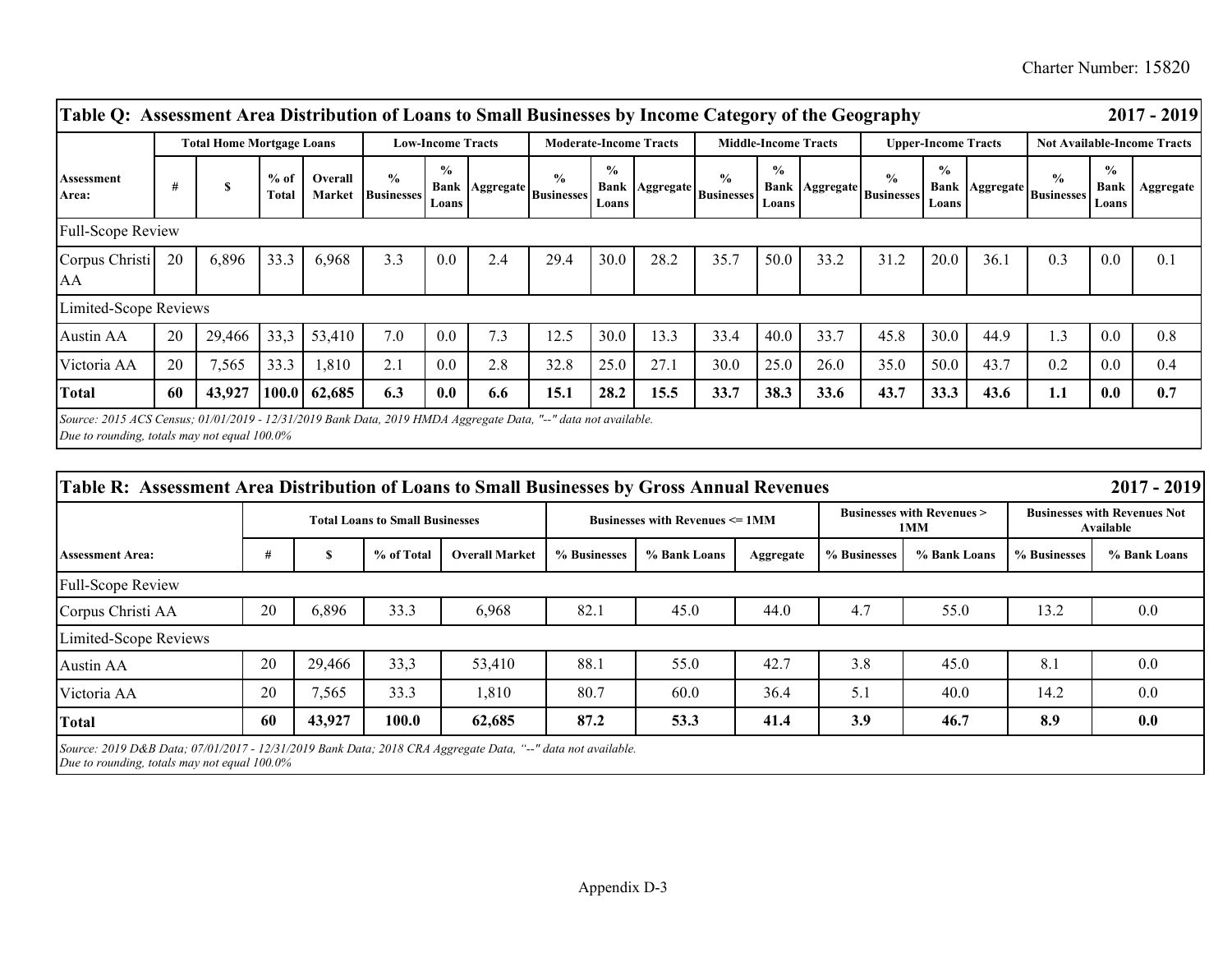Charter Number: 15820

| Table Q: Assessment Area Distribution of Loans to Small Businesses by Income Category of the Geography | | | | | | | | | | | | | | | | | | | 2017 - 2019 | |
|---|---|---|---|---|---|---|---|---|---|---|---|---|---|---|---|---|---|---|---|---|
| | **Total Home Mortgage Loans** | | | | **Low-Income Tracts** | | | **Moderate-Income Tracts** | | | **Middle-Income Tracts** | | | **Upper-Income Tracts** | | | **Not Available-Income Tracts** | | | |
| **Assessment Area:** | **#** | **$** | **% of Total** | **Overall Market** | **% Businesses** | **% Bank Loans** | **Aggregate** | **% Businesses** | **% Bank Loans** | **Aggregate** | **% Businesses** | **% Bank Loans** | **Aggregate** | **% Businesses** | **% Bank Loans** | **Aggregate** | **% Businesses** | **% Bank Loans** | **Aggregate** | |
| Full-Scope Review | | | | | | | | | | | | | | | | | | | | |
| Corpus Christi AA | 20 | 6,896 | 33.3 | 6,968 | 3.3 | 0.0 | 2.4 | 29.4 | 30.0 | 28.2 | 35.7 | 50.0 | 33.2 | 31.2 | 20.0 | 36.1 | 0.3 | 0.0 | 0.1 | |
| Limited-Scope Reviews | | | | | | | | | | | | | | | | | | | | |
| Austin AA | 20 | 29,466 | 33,3 | 53,410 | 7.0 | 0.0 | 7.3 | 12.5 | 30.0 | 13.3 | 33.4 | 40.0 | 33.7 | 45.8 | 30.0 | 44.9 | 1.3 | 0.0 | 0.8 | |
| Victoria AA | 20 | 7,565 | 33.3 | 1,810 | 2.1 | 0.0 | 2.8 | 32.8 | 25.0 | 27.1 | 30.0 | 25.0 | 26.0 | 35.0 | 50.0 | 43.7 | 0.2 | 0.0 | 0.4 | |
| **Total** | **60** | **43,927** | **100.0** | **62,685** | **6.3** | **0.0** | **6.6** | **15.1** | **28.2** | **15.5** | **33.7** | **38.3** | **33.6** | **43.7** | **33.3** | **43.6** | **1.1** | **0.0** | **0.7** | |

*Source: 2015 ACS Census; 01/01/2019 - 12/31/2019 Bank Data, 2019 HMDA Aggregate Data, "--" data not available.*
*Due to rounding, totals may not equal 100.0%*

| Table R: Assessment Area Distribution of Loans to Small Businesses by Gross Annual Revenues | | | | | | | | | | | 2017 - 2019 |
|---|---|---|---|---|---|---|---|---|---|---|---|
| | **Total Loans to Small Businesses** | | | | **Businesses with Revenues <= 1MM** | | | **Businesses with Revenues > 1MM** | | **Businesses with Revenues Not Available** | |
| **Assessment Area:** | **#** | **$** | **% of Total** | **Overall Market** | **% Businesses** | **% Bank Loans** | **Aggregate** | **% Businesses** | **% Bank Loans** | **% Businesses** | **% Bank Loans** |
| Full-Scope Review | | | | | | | | | | | |
| Corpus Christi AA | 20 | 6,896 | 33.3 | 6,968 | 82.1 | 45.0 | 44.0 | 4.7 | 55.0 | 13.2 | 0.0 |
| Limited-Scope Reviews | | | | | | | | | | | |
| Austin AA | 20 | 29,466 | 33,3 | 53,410 | 88.1 | 55.0 | 42.7 | 3.8 | 45.0 | 8.1 | 0.0 |
| Victoria AA | 20 | 7,565 | 33.3 | 1,810 | 80.7 | 60.0 | 36.4 | 5.1 | 40.0 | 14.2 | 0.0 |
| **Total** | **60** | **43,927** | **100.0** | **62,685** | **87.2** | **53.3** | **41.4** | **3.9** | **46.7** | **8.9** | **0.0** |

*Source: 2019 D&B Data; 07/01/2017 - 12/31/2019 Bank Data; 2018 CRA Aggregate Data, "--" data not available.*
*Due to rounding, totals may not equal 100.0%*